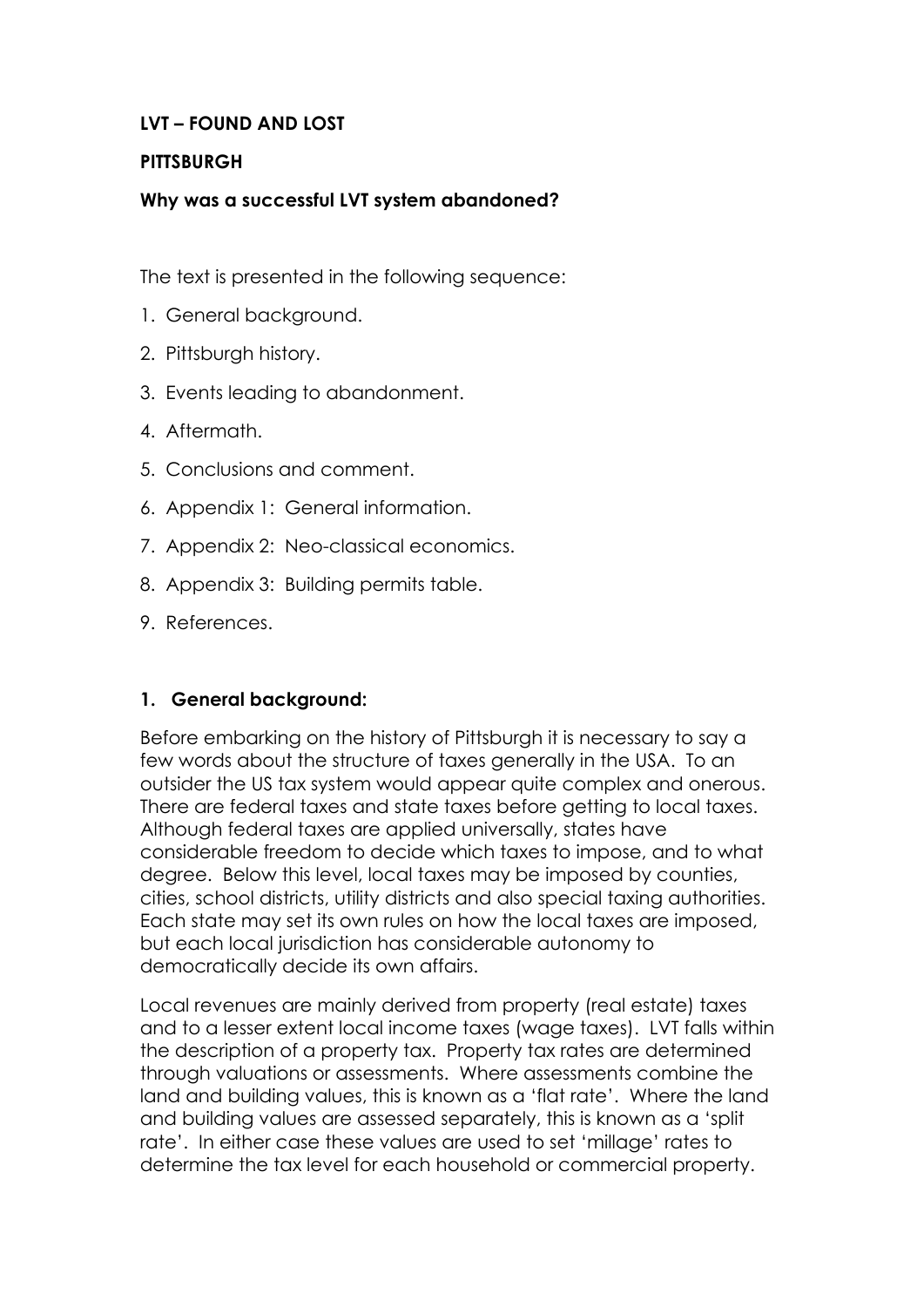# LVT – FOUND AND LOST

## PITTSBURGH

### Why was a successful LVT system abandoned?

The text is presented in the following sequence:

1. General background.
2. Pittsburgh history.
3. Events leading to abandonment.
4. Aftermath.
5. Conclusions and comment.
6. Appendix 1: General information.
7. Appendix 2: Neo-classical economics.
8. Appendix 3: Building permits table.
9. References.

## 1. General background:

Before embarking on the history of Pittsburgh it is necessary to say a few words about the structure of taxes generally in the USA. To an outsider the US tax system would appear quite complex and onerous. There are federal taxes and state taxes before getting to local taxes. Although federal taxes are applied universally, states have considerable freedom to decide which taxes to impose, and to what degree. Below this level, local taxes may be imposed by counties, cities, school districts, utility districts and also special taxing authorities. Each state may set its own rules on how the local taxes are imposed, but each local jurisdiction has considerable autonomy to democratically decide its own affairs.

Local revenues are mainly derived from property (real estate) taxes and to a lesser extent local income taxes (wage taxes). LVT falls within the description of a property tax. Property tax rates are determined through valuations or assessments. Where assessments combine the land and building values, this is known as a 'flat rate'. Where the land and building values are assessed separately, this is known as a 'split rate'. In either case these values are used to set 'millage' rates to determine the tax level for each household or commercial property.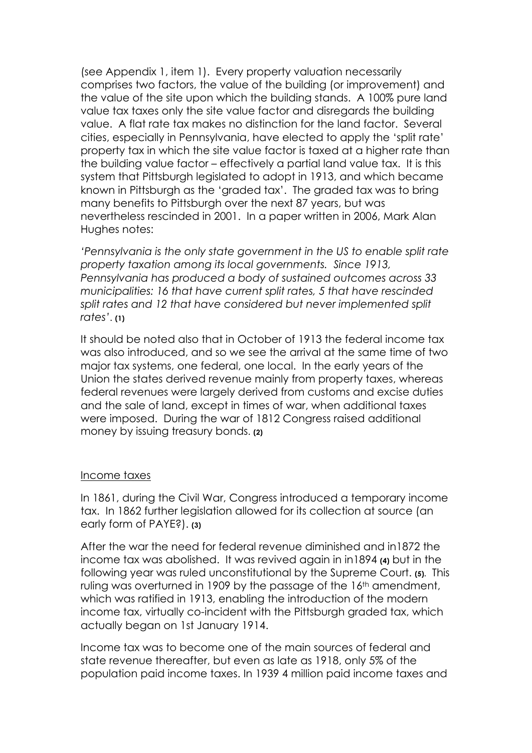(see Appendix 1, item 1). Every property valuation necessarily comprises two factors, the value of the building (or improvement) and the value of the site upon which the building stands. A 100% pure land value tax taxes only the site value factor and disregards the building value. A flat rate tax makes no distinction for the land factor. Several cities, especially in Pennsylvania, have elected to apply the 'split rate' property tax in which the site value factor is taxed at a higher rate than the building value factor – effectively a partial land value tax. It is this system that Pittsburgh legislated to adopt in 1913, and which became known in Pittsburgh as the 'graded tax'. The graded tax was to bring many benefits to Pittsburgh over the next 87 years, but was nevertheless rescinded in 2001. In a paper written in 2006, Mark Alan Hughes notes:

*'Pennsylvania is the only state government in the US to enable split rate property taxation among its local governments. Since 1913, Pennsylvania has produced a body of sustained outcomes across 33 municipalities: 16 that have current split rates, 5 that have rescinded split rates and 12 that have considered but never implemented split rates'.* **(1)**

It should be noted also that in October of 1913 the federal income tax was also introduced, and so we see the arrival at the same time of two major tax systems, one federal, one local. In the early years of the Union the states derived revenue mainly from property taxes, whereas federal revenues were largely derived from customs and excise duties and the sale of land, except in times of war, when additional taxes were imposed. During the war of 1812 Congress raised additional money by issuing treasury bonds. **(2)**

## Income taxes

In 1861, during the Civil War, Congress introduced a temporary income tax. In 1862 further legislation allowed for its collection at source (an early form of PAYE?). **(3)**

After the war the need for federal revenue diminished and in1872 the income tax was abolished. It was revived again in in1894 **(4)** but in the following year was ruled unconstitutional by the Supreme Court. **(5)**. This ruling was overturned in 1909 by the passage of the 16th amendment, which was ratified in 1913, enabling the introduction of the modern income tax, virtually co-incident with the Pittsburgh graded tax, which actually began on 1st January 1914.

Income tax was to become one of the main sources of federal and state revenue thereafter, but even as late as 1918, only 5% of the population paid income taxes. In 1939 4 million paid income taxes and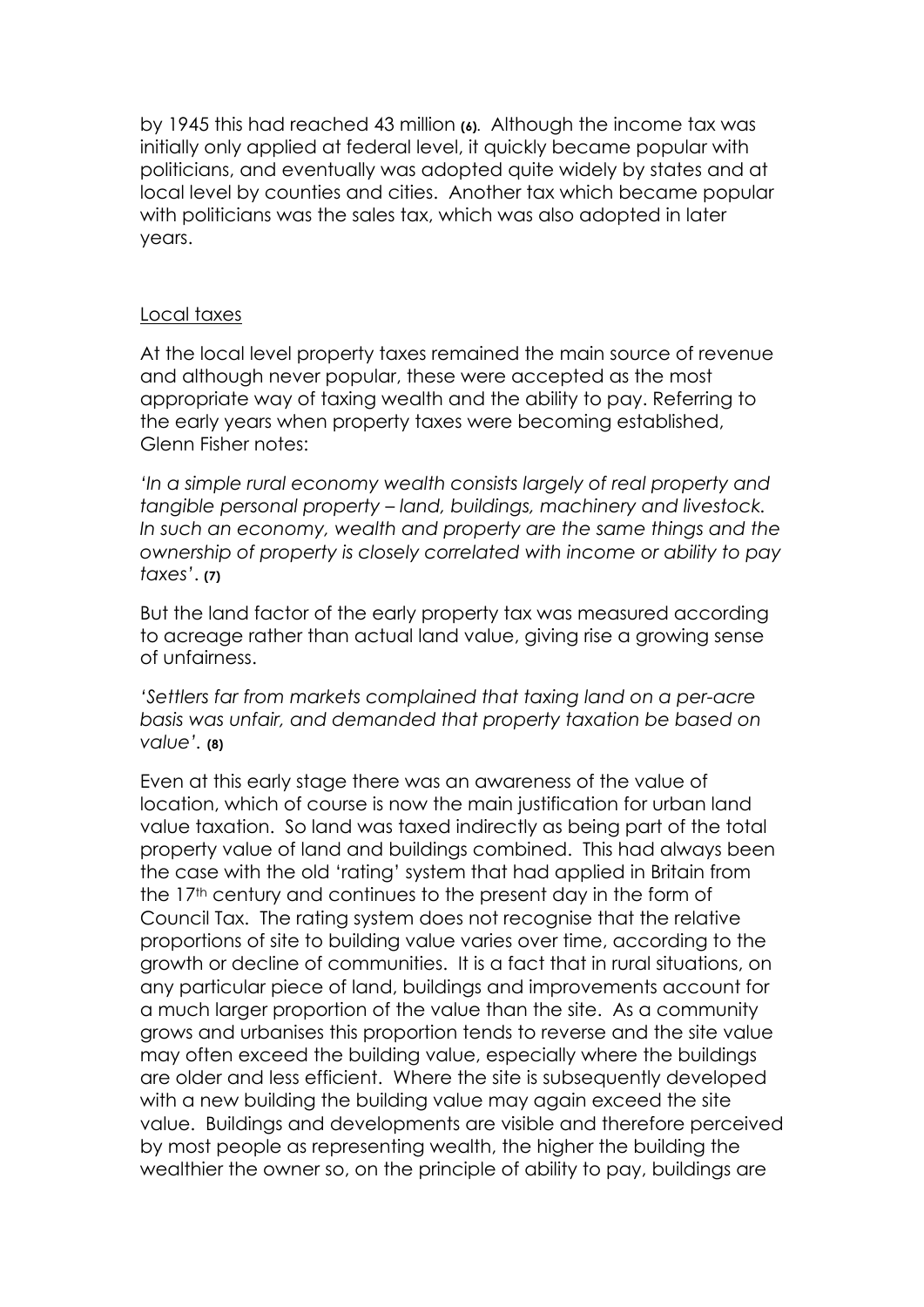by 1945 this had reached 43 million (6). Although the income tax was initially only applied at federal level, it quickly became popular with politicians, and eventually was adopted quite widely by states and at local level by counties and cities. Another tax which became popular with politicians was the sales tax, which was also adopted in later years.

## Local taxes

At the local level property taxes remained the main source of revenue and although never popular, these were accepted as the most appropriate way of taxing wealth and the ability to pay. Referring to the early years when property taxes were becoming established, Glenn Fisher notes:

*'In a simple rural economy wealth consists largely of real property and tangible personal property – land, buildings, machinery and livestock. In such an economy, wealth and property are the same things and the ownership of property is closely correlated with income or ability to pay taxes'.* **(7)**

But the land factor of the early property tax was measured according to acreage rather than actual land value, giving rise a growing sense of unfairness.

*'Settlers far from markets complained that taxing land on a per-acre basis was unfair, and demanded that property taxation be based on value'.* **(8)**

Even at this early stage there was an awareness of the value of location, which of course is now the main justification for urban land value taxation. So land was taxed indirectly as being part of the total property value of land and buildings combined. This had always been the case with the old 'rating' system that had applied in Britain from the 17th century and continues to the present day in the form of Council Tax. The rating system does not recognise that the relative proportions of site to building value varies over time, according to the growth or decline of communities. It is a fact that in rural situations, on any particular piece of land, buildings and improvements account for a much larger proportion of the value than the site. As a community grows and urbanises this proportion tends to reverse and the site value may often exceed the building value, especially where the buildings are older and less efficient. Where the site is subsequently developed with a new building the building value may again exceed the site value. Buildings and developments are visible and therefore perceived by most people as representing wealth, the higher the building the wealthier the owner so, on the principle of ability to pay, buildings are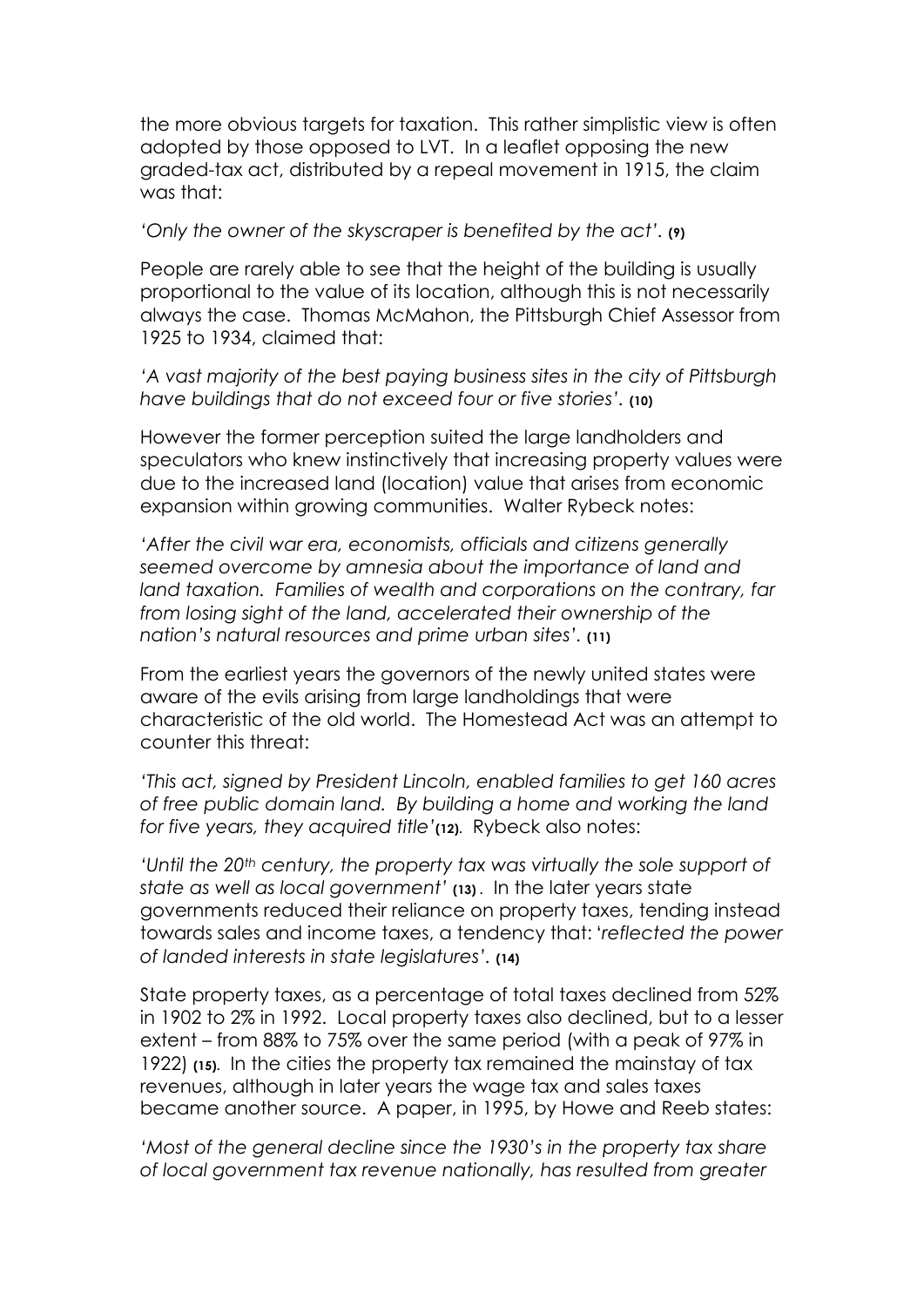the more obvious targets for taxation. This rather simplistic view is often adopted by those opposed to LVT. In a leaflet opposing the new graded-tax act, distributed by a repeal movement in 1915, the claim was that:

*'Only the owner of the skyscraper is benefited by the act'.* **(9)**

People are rarely able to see that the height of the building is usually proportional to the value of its location, although this is not necessarily always the case. Thomas McMahon, the Pittsburgh Chief Assessor from 1925 to 1934, claimed that:

*'A vast majority of the best paying business sites in the city of Pittsburgh have buildings that do not exceed four or five stories'.* **(10)**

However the former perception suited the large landholders and speculators who knew instinctively that increasing property values were due to the increased land (location) value that arises from economic expansion within growing communities. Walter Rybeck notes:

*'After the civil war era, economists, officials and citizens generally seemed overcome by amnesia about the importance of land and land taxation. Families of wealth and corporations on the contrary, far from losing sight of the land, accelerated their ownership of the nation's natural resources and prime urban sites'.* **(11)**

From the earliest years the governors of the newly united states were aware of the evils arising from large landholdings that were characteristic of the old world. The Homestead Act was an attempt to counter this threat:

*'This act, signed by President Lincoln, enabled families to get 160 acres of free public domain land. By building a home and working the land for five years, they acquired title'* **(12)**. Rybeck also notes:

*'Until the 20th century, the property tax was virtually the sole support of state as well as local government'* **(13)**. In the later years state governments reduced their reliance on property taxes, tending instead towards sales and income taxes, a tendency that: '*reflected the power of landed interests in state legislatures'*. **(14)**

State property taxes, as a percentage of total taxes declined from 52% in 1902 to 2% in 1992. Local property taxes also declined, but to a lesser extent – from 88% to 75% over the same period (with a peak of 97% in 1922) **(15)**. In the cities the property tax remained the mainstay of tax revenues, although in later years the wage tax and sales taxes became another source. A paper, in 1995, by Howe and Reeb states:

*'Most of the general decline since the 1930's in the property tax share of local government tax revenue nationally, has resulted from greater*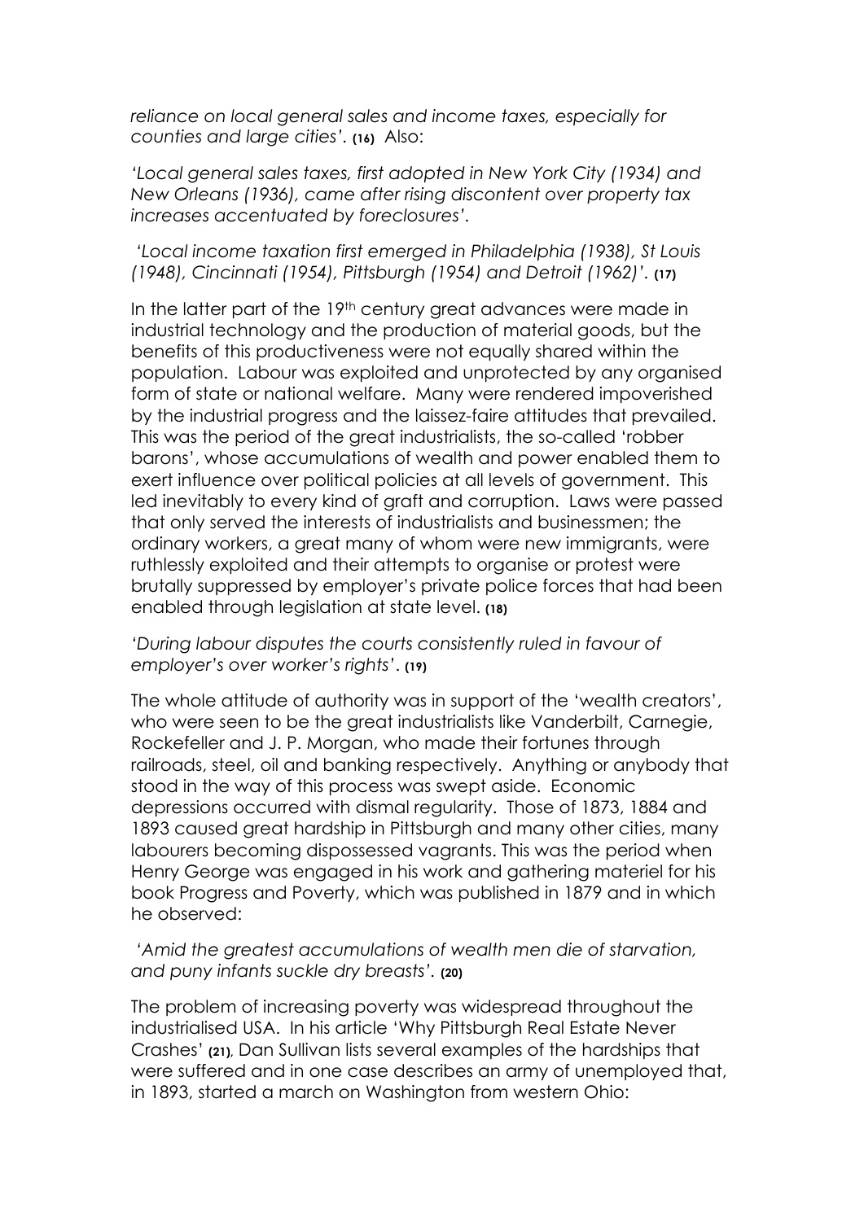*reliance on local general sales and income taxes, especially for counties and large cities'*. **(16)** Also:

*'Local general sales taxes, first adopted in New York City (1934) and New Orleans (1936), came after rising discontent over property tax increases accentuated by foreclosures'.*

*'Local income taxation first emerged in Philadelphia (1938), St Louis (1948), Cincinnati (1954), Pittsburgh (1954) and Detroit (1962)'*. **(17)**

In the latter part of the 19th century great advances were made in industrial technology and the production of material goods, but the benefits of this productiveness were not equally shared within the population. Labour was exploited and unprotected by any organised form of state or national welfare. Many were rendered impoverished by the industrial progress and the laissez-faire attitudes that prevailed. This was the period of the great industrialists, the so-called 'robber barons', whose accumulations of wealth and power enabled them to exert influence over political policies at all levels of government. This led inevitably to every kind of graft and corruption. Laws were passed that only served the interests of industrialists and businessmen; the ordinary workers, a great many of whom were new immigrants, were ruthlessly exploited and their attempts to organise or protest were brutally suppressed by employer's private police forces that had been enabled through legislation at state level. **(18)**

*'During labour disputes the courts consistently ruled in favour of employer's over worker's rights'*. **(19)**

The whole attitude of authority was in support of the 'wealth creators', who were seen to be the great industrialists like Vanderbilt, Carnegie, Rockefeller and J. P. Morgan, who made their fortunes through railroads, steel, oil and banking respectively. Anything or anybody that stood in the way of this process was swept aside. Economic depressions occurred with dismal regularity. Those of 1873, 1884 and 1893 caused great hardship in Pittsburgh and many other cities, many labourers becoming dispossessed vagrants. This was the period when Henry George was engaged in his work and gathering materiel for his book Progress and Poverty, which was published in 1879 and in which he observed:

*'Amid the greatest accumulations of wealth men die of starvation, and puny infants suckle dry breasts'*. **(20)**

The problem of increasing poverty was widespread throughout the industrialised USA. In his article 'Why Pittsburgh Real Estate Never Crashes' **(21)**, Dan Sullivan lists several examples of the hardships that were suffered and in one case describes an army of unemployed that, in 1893, started a march on Washington from western Ohio: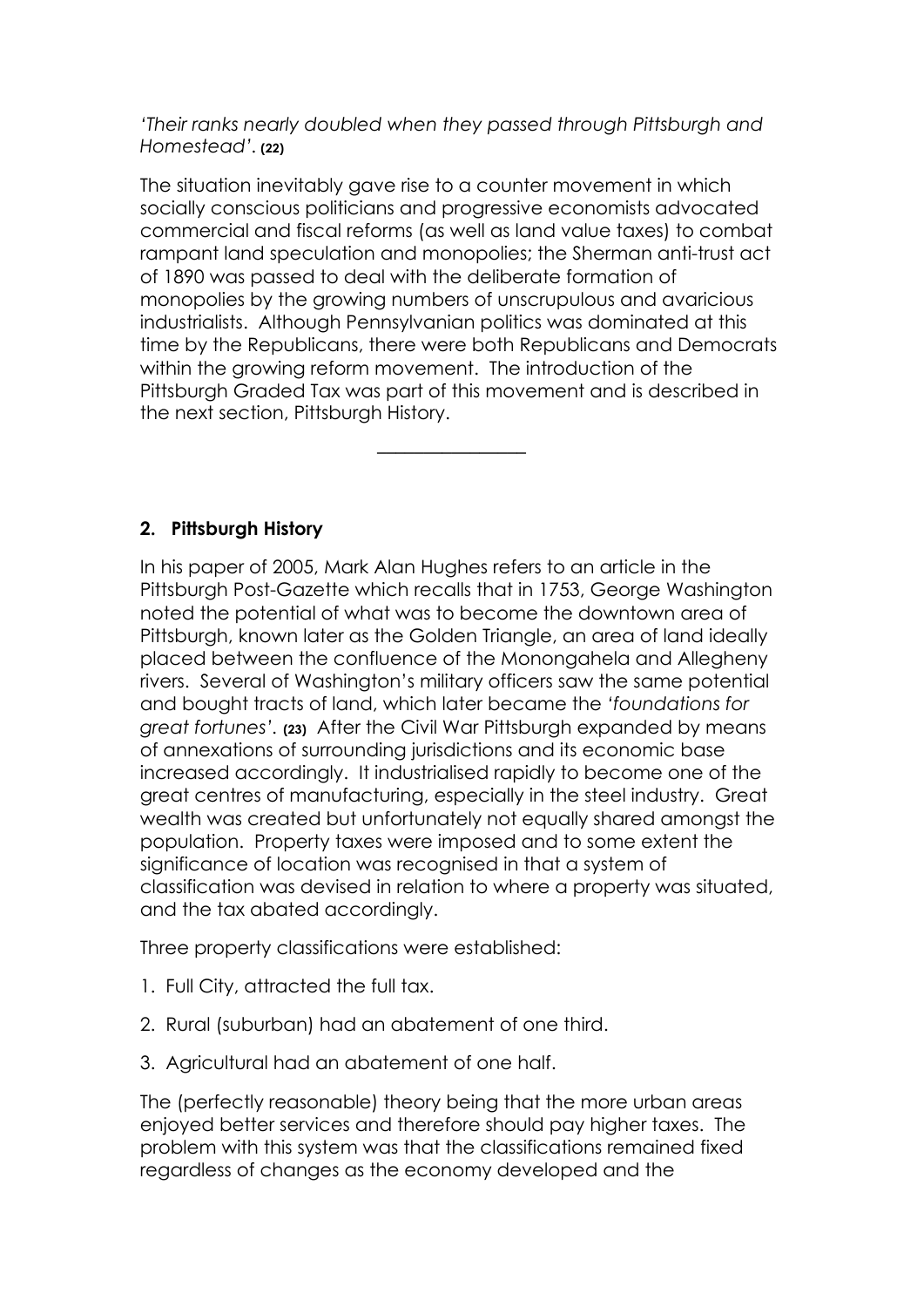*'Their ranks nearly doubled when they passed through Pittsburgh and Homestead'*. **(22)**

The situation inevitably gave rise to a counter movement in which socially conscious politicians and progressive economists advocated commercial and fiscal reforms (as well as land value taxes) to combat rampant land speculation and monopolies; the Sherman anti-trust act of 1890 was passed to deal with the deliberate formation of monopolies by the growing numbers of unscrupulous and avaricious industrialists. Although Pennsylvanian politics was dominated at this time by the Republicans, there were both Republicans and Democrats within the growing reform movement. The introduction of the Pittsburgh Graded Tax was part of this movement and is described in the next section, Pittsburgh History.

---

## 2. Pittsburgh History

In his paper of 2005, Mark Alan Hughes refers to an article in the Pittsburgh Post-Gazette which recalls that in 1753, George Washington noted the potential of what was to become the downtown area of Pittsburgh, known later as the Golden Triangle, an area of land ideally placed between the confluence of the Monongahela and Allegheny rivers. Several of Washington's military officers saw the same potential and bought tracts of land, which later became the *'foundations for great fortunes'*. **(23)** After the Civil War Pittsburgh expanded by means of annexations of surrounding jurisdictions and its economic base increased accordingly. It industrialised rapidly to become one of the great centres of manufacturing, especially in the steel industry. Great wealth was created but unfortunately not equally shared amongst the population. Property taxes were imposed and to some extent the significance of location was recognised in that a system of classification was devised in relation to where a property was situated, and the tax abated accordingly.

Three property classifications were established:

1. Full City, attracted the full tax.
2. Rural (suburban) had an abatement of one third.
3. Agricultural had an abatement of one half.

The (perfectly reasonable) theory being that the more urban areas enjoyed better services and therefore should pay higher taxes. The problem with this system was that the classifications remained fixed regardless of changes as the economy developed and the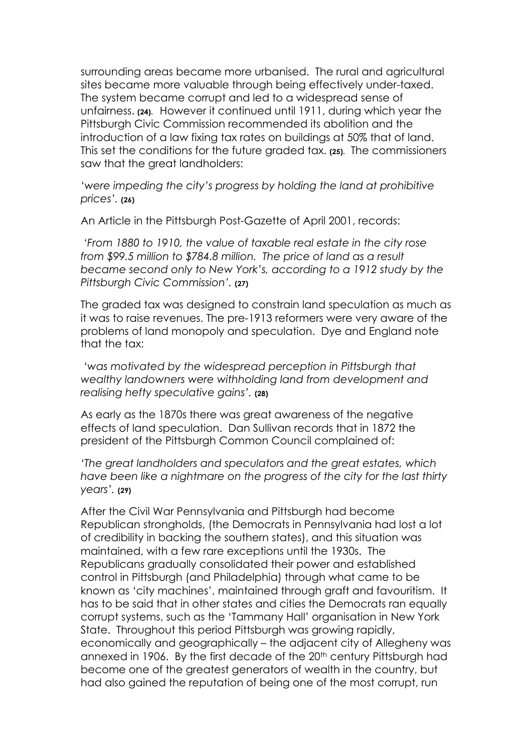surrounding areas became more urbanised. The rural and agricultural sites became more valuable through being effectively under-taxed. The system became corrupt and led to a widespread sense of unfairness. **(24)**. However it continued until 1911, during which year the Pittsburgh Civic Commission recommended its abolition and the introduction of a law fixing tax rates on buildings at 50% that of land. This set the conditions for the future graded tax. **(25)**. The commissioners saw that the great landholders:

*'were impeding the city's progress by holding the land at prohibitive prices'.* **(26)**

An Article in the Pittsburgh Post-Gazette of April 2001, records:

*'From 1880 to 1910, the value of taxable real estate in the city rose from $99.5 million to $784.8 million. The price of land as a result became second only to New York's, according to a 1912 study by the Pittsburgh Civic Commission'.* **(27)**

The graded tax was designed to constrain land speculation as much as it was to raise revenues. The pre-1913 reformers were very aware of the problems of land monopoly and speculation. Dye and England note that the tax:

*'was motivated by the widespread perception in Pittsburgh that wealthy landowners were withholding land from development and realising hefty speculative gains'.* **(28)**

As early as the 1870s there was great awareness of the negative effects of land speculation. Dan Sullivan records that in 1872 the president of the Pittsburgh Common Council complained of:

*'The great landholders and speculators and the great estates, which have been like a nightmare on the progress of the city for the last thirty years'.* **(29)**

After the Civil War Pennsylvania and Pittsburgh had become Republican strongholds, (the Democrats in Pennsylvania had lost a lot of credibility in backing the southern states), and this situation was maintained, with a few rare exceptions until the 1930s. The Republicans gradually consolidated their power and established control in Pittsburgh (and Philadelphia) through what came to be known as 'city machines', maintained through graft and favouritism. It has to be said that in other states and cities the Democrats ran equally corrupt systems, such as the 'Tammany Hall' organisation in New York State. Throughout this period Pittsburgh was growing rapidly, economically and geographically – the adjacent city of Allegheny was annexed in 1906. By the first decade of the 20th century Pittsburgh had become one of the greatest generators of wealth in the country, but had also gained the reputation of being one of the most corrupt, run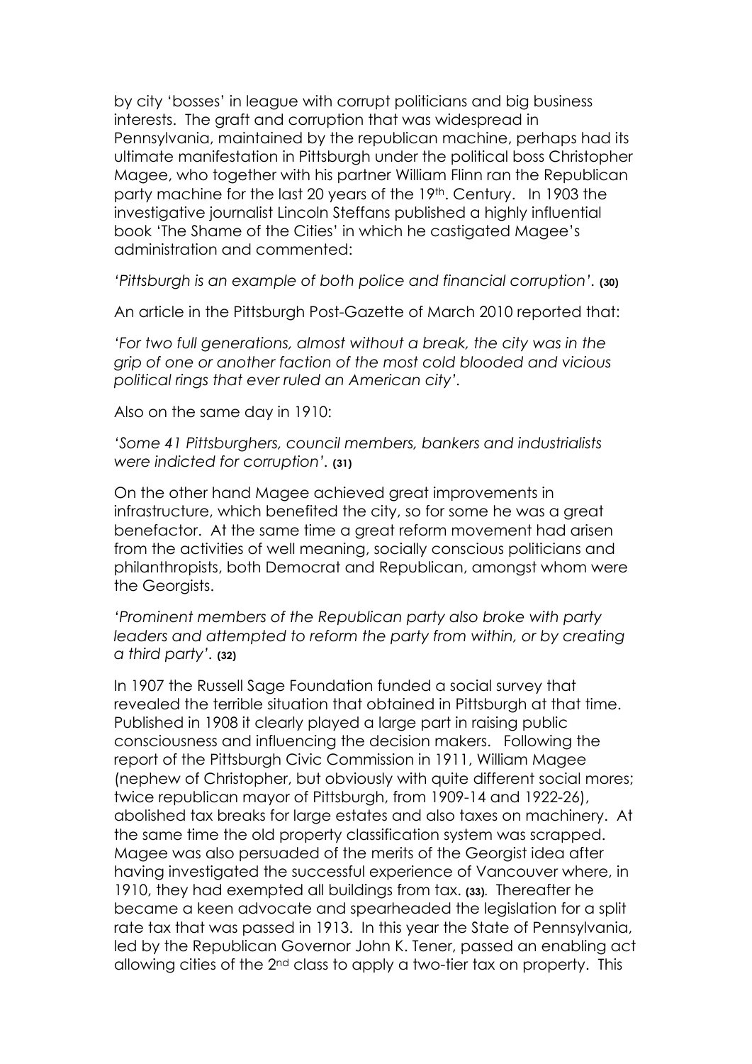by city 'bosses' in league with corrupt politicians and big business interests. The graft and corruption that was widespread in Pennsylvania, maintained by the republican machine, perhaps had its ultimate manifestation in Pittsburgh under the political boss Christopher Magee, who together with his partner William Flinn ran the Republican party machine for the last 20 years of the 19th. Century. In 1903 the investigative journalist Lincoln Steffans published a highly influential book 'The Shame of the Cities' in which he castigated Magee's administration and commented:

*'Pittsburgh is an example of both police and financial corruption'.* **(30)**

An article in the Pittsburgh Post-Gazette of March 2010 reported that:

*'For two full generations, almost without a break, the city was in the grip of one or another faction of the most cold blooded and vicious political rings that ever ruled an American city'.*

Also on the same day in 1910:

*'Some 41 Pittsburghers, council members, bankers and industrialists were indicted for corruption'.* **(31)**

On the other hand Magee achieved great improvements in infrastructure, which benefited the city, so for some he was a great benefactor. At the same time a great reform movement had arisen from the activities of well meaning, socially conscious politicians and philanthropists, both Democrat and Republican, amongst whom were the Georgists.

*'Prominent members of the Republican party also broke with party leaders and attempted to reform the party from within, or by creating a third party'.* **(32)**

In 1907 the Russell Sage Foundation funded a social survey that revealed the terrible situation that obtained in Pittsburgh at that time. Published in 1908 it clearly played a large part in raising public consciousness and influencing the decision makers. Following the report of the Pittsburgh Civic Commission in 1911, William Magee (nephew of Christopher, but obviously with quite different social mores; twice republican mayor of Pittsburgh, from 1909-14 and 1922-26), abolished tax breaks for large estates and also taxes on machinery. At the same time the old property classification system was scrapped. Magee was also persuaded of the merits of the Georgist idea after having investigated the successful experience of Vancouver where, in 1910, they had exempted all buildings from tax. **(33)**. Thereafter he became a keen advocate and spearheaded the legislation for a split rate tax that was passed in 1913. In this year the State of Pennsylvania, led by the Republican Governor John K. Tener, passed an enabling act allowing cities of the 2nd class to apply a two-tier tax on property. This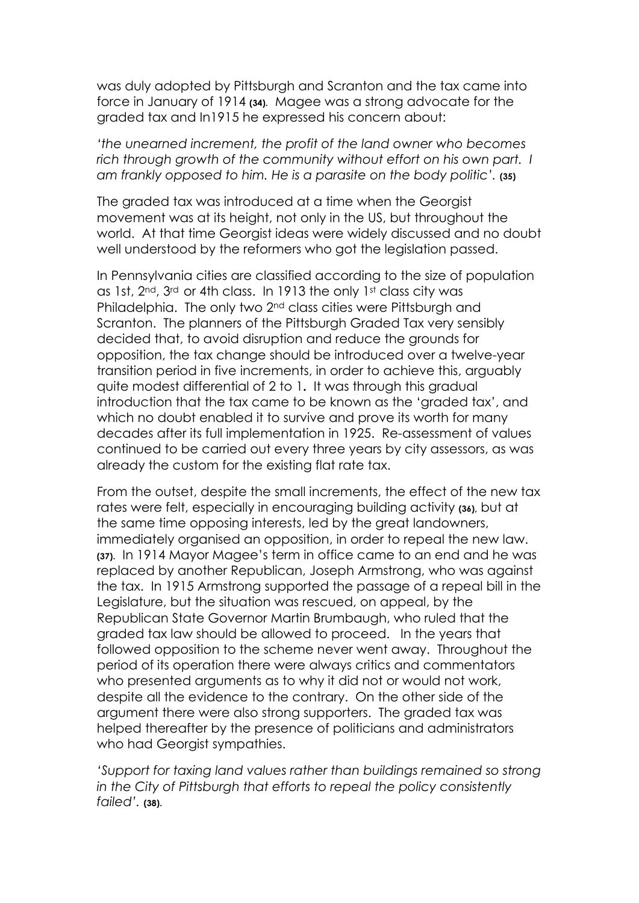was duly adopted by Pittsburgh and Scranton and the tax came into force in January of 1914 **(34)**. Magee was a strong advocate for the graded tax and In1915 he expressed his concern about:

*'the unearned increment, the profit of the land owner who becomes rich through growth of the community without effort on his own part. I am frankly opposed to him. He is a parasite on the body politic'.* **(35)**

The graded tax was introduced at a time when the Georgist movement was at its height, not only in the US, but throughout the world. At that time Georgist ideas were widely discussed and no doubt well understood by the reformers who got the legislation passed.

In Pennsylvania cities are classified according to the size of population as 1st, 2nd, 3rd or 4th class. In 1913 the only 1st class city was Philadelphia. The only two 2nd class cities were Pittsburgh and Scranton. The planners of the Pittsburgh Graded Tax very sensibly decided that, to avoid disruption and reduce the grounds for opposition, the tax change should be introduced over a twelve-year transition period in five increments, in order to achieve this, arguably quite modest differential of 2 to 1**.** It was through this gradual introduction that the tax came to be known as the 'graded tax', and which no doubt enabled it to survive and prove its worth for many decades after its full implementation in 1925. Re-assessment of values continued to be carried out every three years by city assessors, as was already the custom for the existing flat rate tax.

From the outset, despite the small increments, the effect of the new tax rates were felt, especially in encouraging building activity **(36)**, but at the same time opposing interests, led by the great landowners, immediately organised an opposition, in order to repeal the new law. **(37)**. In 1914 Mayor Magee's term in office came to an end and he was replaced by another Republican, Joseph Armstrong, who was against the tax. In 1915 Armstrong supported the passage of a repeal bill in the Legislature, but the situation was rescued, on appeal, by the Republican State Governor Martin Brumbaugh, who ruled that the graded tax law should be allowed to proceed. In the years that followed opposition to the scheme never went away. Throughout the period of its operation there were always critics and commentators who presented arguments as to why it did not or would not work, despite all the evidence to the contrary. On the other side of the argument there were also strong supporters. The graded tax was helped thereafter by the presence of politicians and administrators who had Georgist sympathies.

*'Support for taxing land values rather than buildings remained so strong in the City of Pittsburgh that efforts to repeal the policy consistently failed'.* **(38)**.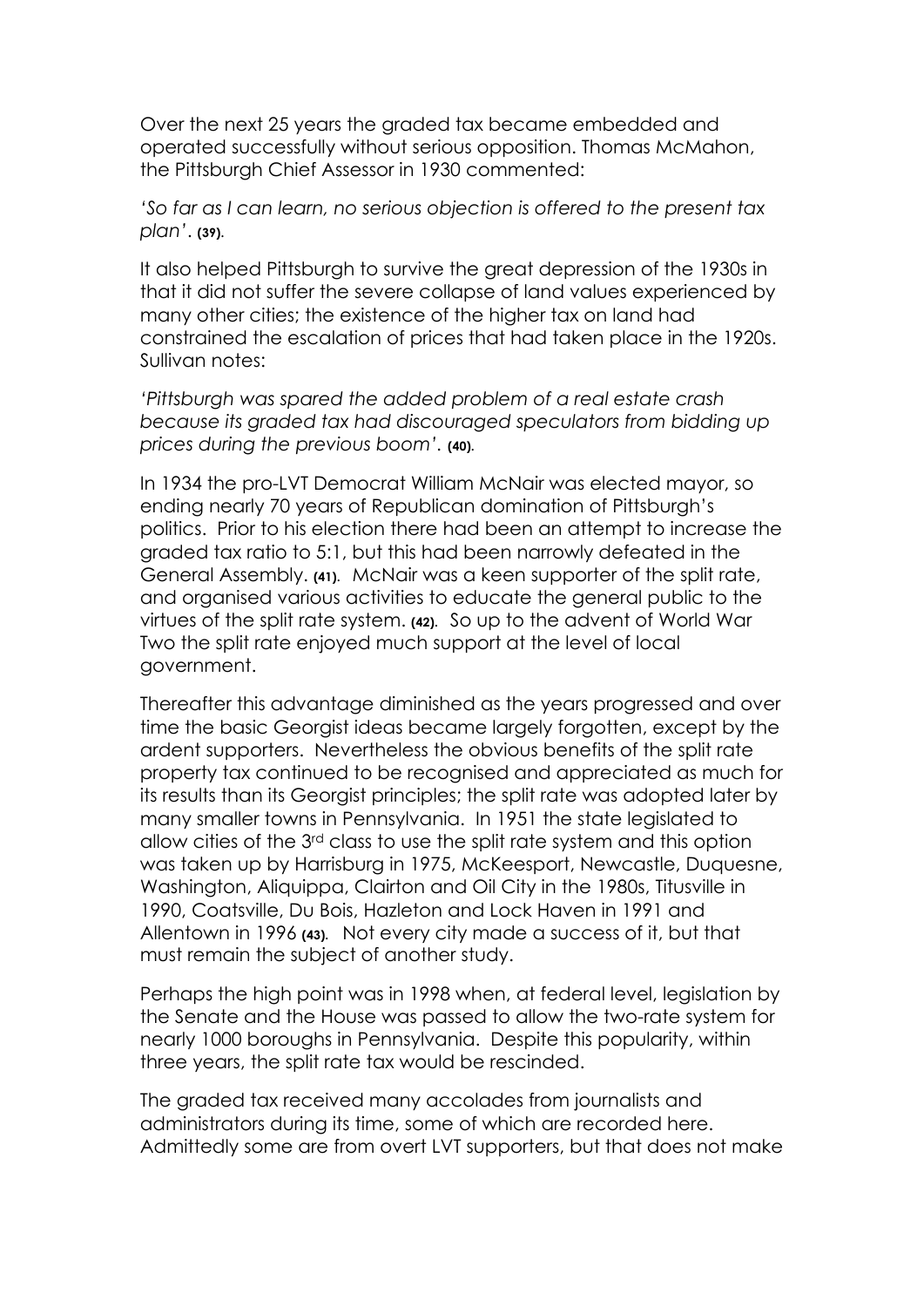Over the next 25 years the graded tax became embedded and operated successfully without serious opposition. Thomas McMahon, the Pittsburgh Chief Assessor in 1930 commented:

*'So far as I can learn, no serious objection is offered to the present tax plan'*. **(39)**.

It also helped Pittsburgh to survive the great depression of the 1930s in that it did not suffer the severe collapse of land values experienced by many other cities; the existence of the higher tax on land had constrained the escalation of prices that had taken place in the 1920s. Sullivan notes:

*'Pittsburgh was spared the added problem of a real estate crash because its graded tax had discouraged speculators from bidding up prices during the previous boom'*. **(40)**.

In 1934 the pro-LVT Democrat William McNair was elected mayor, so ending nearly 70 years of Republican domination of Pittsburgh's politics. Prior to his election there had been an attempt to increase the graded tax ratio to 5:1, but this had been narrowly defeated in the General Assembly. **(41)**. McNair was a keen supporter of the split rate, and organised various activities to educate the general public to the virtues of the split rate system. **(42)**. So up to the advent of World War Two the split rate enjoyed much support at the level of local government.

Thereafter this advantage diminished as the years progressed and over time the basic Georgist ideas became largely forgotten, except by the ardent supporters. Nevertheless the obvious benefits of the split rate property tax continued to be recognised and appreciated as much for its results than its Georgist principles; the split rate was adopted later by many smaller towns in Pennsylvania. In 1951 the state legislated to allow cities of the 3rd class to use the split rate system and this option was taken up by Harrisburg in 1975, McKeesport, Newcastle, Duquesne, Washington, Aliquippa, Clairton and Oil City in the 1980s, Titusville in 1990, Coatsville, Du Bois, Hazleton and Lock Haven in 1991 and Allentown in 1996 **(43)**. Not every city made a success of it, but that must remain the subject of another study.

Perhaps the high point was in 1998 when, at federal level, legislation by the Senate and the House was passed to allow the two-rate system for nearly 1000 boroughs in Pennsylvania. Despite this popularity, within three years, the split rate tax would be rescinded.

The graded tax received many accolades from journalists and administrators during its time, some of which are recorded here. Admittedly some are from overt LVT supporters, but that does not make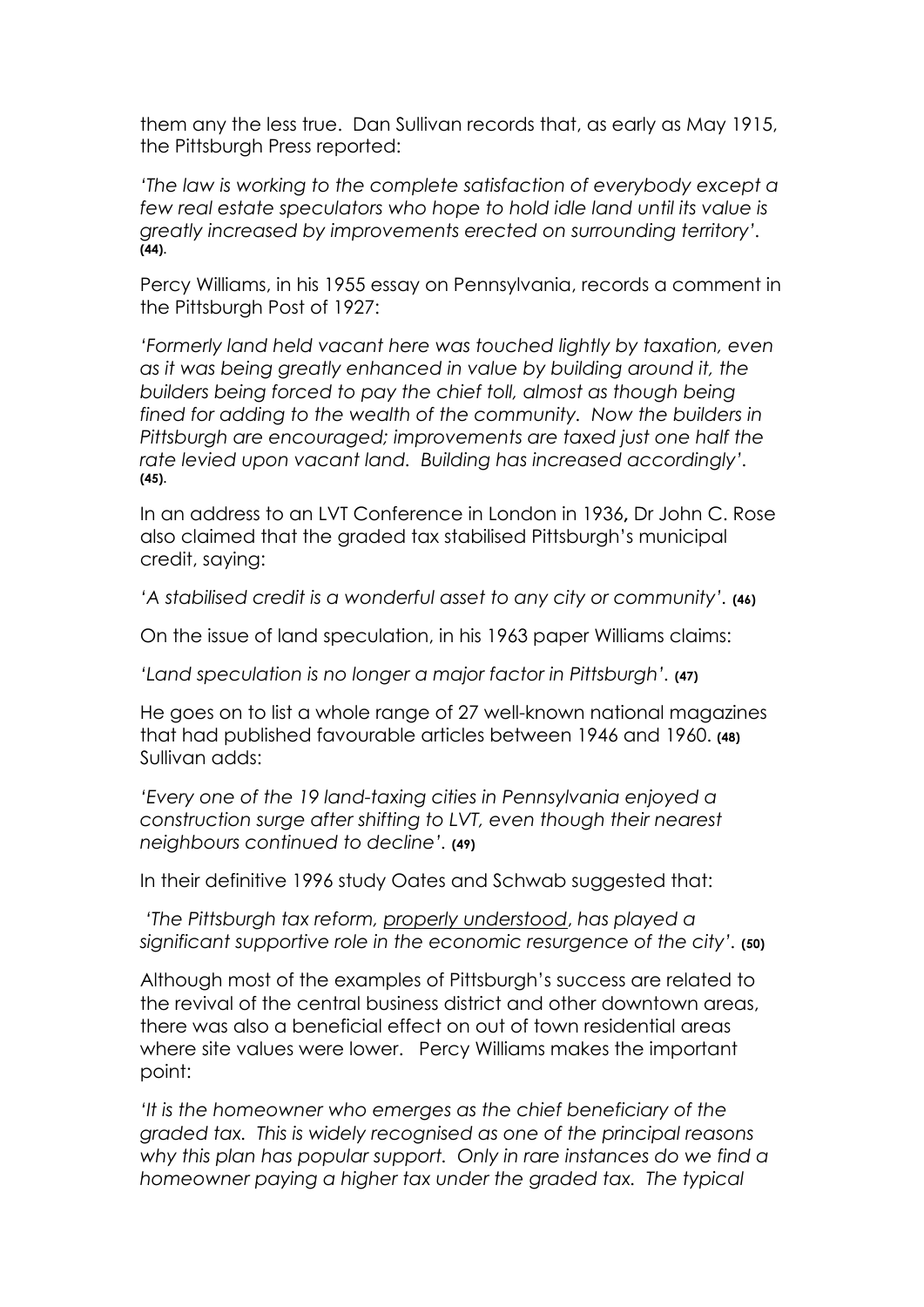them any the less true. Dan Sullivan records that, as early as May 1915, the Pittsburgh Press reported:

*'The law is working to the complete satisfaction of everybody except a few real estate speculators who hope to hold idle land until its value is greatly increased by improvements erected on surrounding territory'.* **(44)**.

Percy Williams, in his 1955 essay on Pennsylvania, records a comment in the Pittsburgh Post of 1927:

*'Formerly land held vacant here was touched lightly by taxation, even as it was being greatly enhanced in value by building around it, the builders being forced to pay the chief toll, almost as though being fined for adding to the wealth of the community. Now the builders in Pittsburgh are encouraged; improvements are taxed just one half the rate levied upon vacant land. Building has increased accordingly'.* **(45)**.

In an address to an LVT Conference in London in 1936**,** Dr John C. Rose also claimed that the graded tax stabilised Pittsburgh's municipal credit, saying:

*'A stabilised credit is a wonderful asset to any city or community'.* **(46)**

On the issue of land speculation, in his 1963 paper Williams claims:

*'Land speculation is no longer a major factor in Pittsburgh'.* **(47)**

He goes on to list a whole range of 27 well-known national magazines that had published favourable articles between 1946 and 1960. **(48)** Sullivan adds:

*'Every one of the 19 land-taxing cities in Pennsylvania enjoyed a construction surge after shifting to LVT, even though their nearest neighbours continued to decline'.* **(49)**

In their definitive 1996 study Oates and Schwab suggested that:

*'The Pittsburgh tax reform, <u>properly understood</u>, has played a significant supportive role in the economic resurgence of the city'.* **(50)**

Although most of the examples of Pittsburgh's success are related to the revival of the central business district and other downtown areas, there was also a beneficial effect on out of town residential areas where site values were lower. Percy Williams makes the important point:

*'It is the homeowner who emerges as the chief beneficiary of the graded tax. This is widely recognised as one of the principal reasons why this plan has popular support. Only in rare instances do we find a homeowner paying a higher tax under the graded tax. The typical*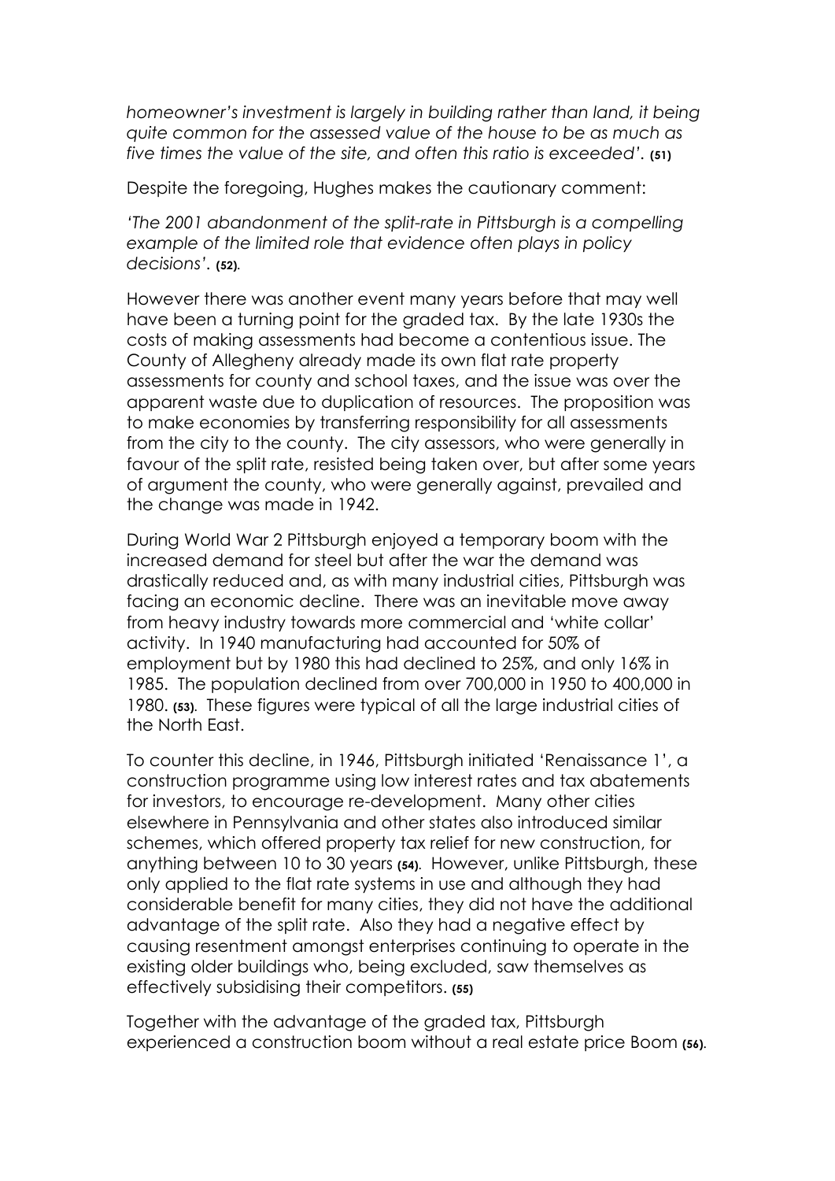*homeowner's investment is largely in building rather than land, it being quite common for the assessed value of the house to be as much as five times the value of the site, and often this ratio is exceeded'*. **(51)**

Despite the foregoing, Hughes makes the cautionary comment:

*'The 2001 abandonment of the split-rate in Pittsburgh is a compelling example of the limited role that evidence often plays in policy decisions'*. **(52)**.

However there was another event many years before that may well have been a turning point for the graded tax. By the late 1930s the costs of making assessments had become a contentious issue. The County of Allegheny already made its own flat rate property assessments for county and school taxes, and the issue was over the apparent waste due to duplication of resources. The proposition was to make economies by transferring responsibility for all assessments from the city to the county. The city assessors, who were generally in favour of the split rate, resisted being taken over, but after some years of argument the county, who were generally against, prevailed and the change was made in 1942.

During World War 2 Pittsburgh enjoyed a temporary boom with the increased demand for steel but after the war the demand was drastically reduced and, as with many industrial cities, Pittsburgh was facing an economic decline. There was an inevitable move away from heavy industry towards more commercial and 'white collar' activity. In 1940 manufacturing had accounted for 50% of employment but by 1980 this had declined to 25%, and only 16% in 1985. The population declined from over 700,000 in 1950 to 400,000 in 1980. **(53)**. These figures were typical of all the large industrial cities of the North East.

To counter this decline, in 1946, Pittsburgh initiated 'Renaissance 1', a construction programme using low interest rates and tax abatements for investors, to encourage re-development. Many other cities elsewhere in Pennsylvania and other states also introduced similar schemes, which offered property tax relief for new construction, for anything between 10 to 30 years **(54)**. However, unlike Pittsburgh, these only applied to the flat rate systems in use and although they had considerable benefit for many cities, they did not have the additional advantage of the split rate. Also they had a negative effect by causing resentment amongst enterprises continuing to operate in the existing older buildings who, being excluded, saw themselves as effectively subsidising their competitors. **(55)**

Together with the advantage of the graded tax, Pittsburgh experienced a construction boom without a real estate price Boom **(56)**.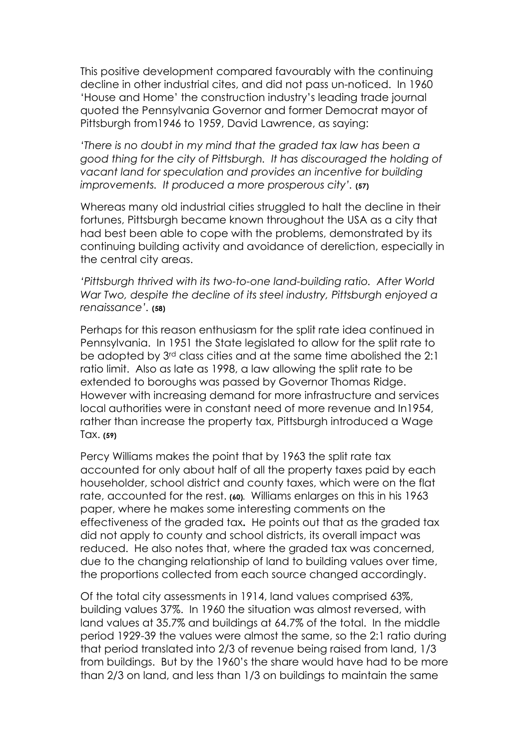This positive development compared favourably with the continuing decline in other industrial cites, and did not pass un-noticed. In 1960 'House and Home' the construction industry's leading trade journal quoted the Pennsylvania Governor and former Democrat mayor of Pittsburgh from1946 to 1959, David Lawrence, as saying:

*'There is no doubt in my mind that the graded tax law has been a good thing for the city of Pittsburgh. It has discouraged the holding of vacant land for speculation and provides an incentive for building improvements. It produced a more prosperous city'.* **(57)**

Whereas many old industrial cities struggled to halt the decline in their fortunes, Pittsburgh became known throughout the USA as a city that had best been able to cope with the problems, demonstrated by its continuing building activity and avoidance of dereliction, especially in the central city areas.

*'Pittsburgh thrived with its two-to-one land-building ratio. After World War Two, despite the decline of its steel industry, Pittsburgh enjoyed a renaissance'.* **(58)**

Perhaps for this reason enthusiasm for the split rate idea continued in Pennsylvania. In 1951 the State legislated to allow for the split rate to be adopted by 3rd class cities and at the same time abolished the 2:1 ratio limit. Also as late as 1998, a law allowing the split rate to be extended to boroughs was passed by Governor Thomas Ridge. However with increasing demand for more infrastructure and services local authorities were in constant need of more revenue and In1954, rather than increase the property tax, Pittsburgh introduced a Wage Tax. **(59)**

Percy Williams makes the point that by 1963 the split rate tax accounted for only about half of all the property taxes paid by each householder, school district and county taxes, which were on the flat rate, accounted for the rest. **(60)**. Williams enlarges on this in his 1963 paper, where he makes some interesting comments on the effectiveness of the graded tax**.** He points out that as the graded tax did not apply to county and school districts, its overall impact was reduced. He also notes that, where the graded tax was concerned, due to the changing relationship of land to building values over time, the proportions collected from each source changed accordingly.

Of the total city assessments in 1914, land values comprised 63%, building values 37%. In 1960 the situation was almost reversed, with land values at 35.7% and buildings at 64.7% of the total. In the middle period 1929-39 the values were almost the same, so the 2:1 ratio during that period translated into 2/3 of revenue being raised from land, 1/3 from buildings. But by the 1960's the share would have had to be more than 2/3 on land, and less than 1/3 on buildings to maintain the same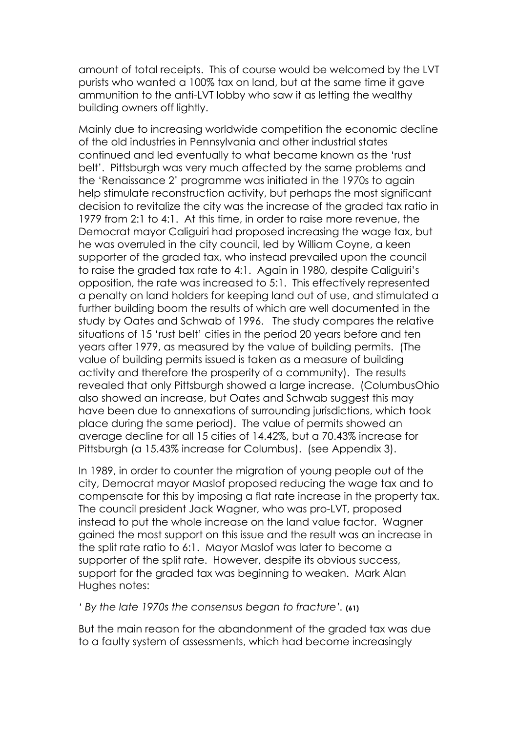amount of total receipts. This of course would be welcomed by the LVT purists who wanted a 100% tax on land, but at the same time it gave ammunition to the anti-LVT lobby who saw it as letting the wealthy building owners off lightly.

Mainly due to increasing worldwide competition the economic decline of the old industries in Pennsylvania and other industrial states continued and led eventually to what became known as the 'rust belt'. Pittsburgh was very much affected by the same problems and the 'Renaissance 2' programme was initiated in the 1970s to again help stimulate reconstruction activity, but perhaps the most significant decision to revitalize the city was the increase of the graded tax ratio in 1979 from 2:1 to 4:1. At this time, in order to raise more revenue, the Democrat mayor Caliguiri had proposed increasing the wage tax, but he was overruled in the city council, led by William Coyne, a keen supporter of the graded tax, who instead prevailed upon the council to raise the graded tax rate to 4:1. Again in 1980, despite Caliguiri's opposition, the rate was increased to 5:1. This effectively represented a penalty on land holders for keeping land out of use, and stimulated a further building boom the results of which are well documented in the study by Oates and Schwab of 1996. The study compares the relative situations of 15 'rust belt' cities in the period 20 years before and ten years after 1979, as measured by the value of building permits. (The value of building permits issued is taken as a measure of building activity and therefore the prosperity of a community). The results revealed that only Pittsburgh showed a large increase. (ColumbusOhio also showed an increase, but Oates and Schwab suggest this may have been due to annexations of surrounding jurisdictions, which took place during the same period). The value of permits showed an average decline for all 15 cities of 14.42%, but a 70.43% increase for Pittsburgh (a 15.43% increase for Columbus). (see Appendix 3).

In 1989, in order to counter the migration of young people out of the city, Democrat mayor Maslof proposed reducing the wage tax and to compensate for this by imposing a flat rate increase in the property tax. The council president Jack Wagner, who was pro-LVT, proposed instead to put the whole increase on the land value factor. Wagner gained the most support on this issue and the result was an increase in the split rate ratio to 6:1. Mayor Maslof was later to become a supporter of the split rate. However, despite its obvious success, support for the graded tax was beginning to weaken. Mark Alan Hughes notes:

*' By the late 1970s the consensus began to fracture'.* **(61)**

But the main reason for the abandonment of the graded tax was due to a faulty system of assessments, which had become increasingly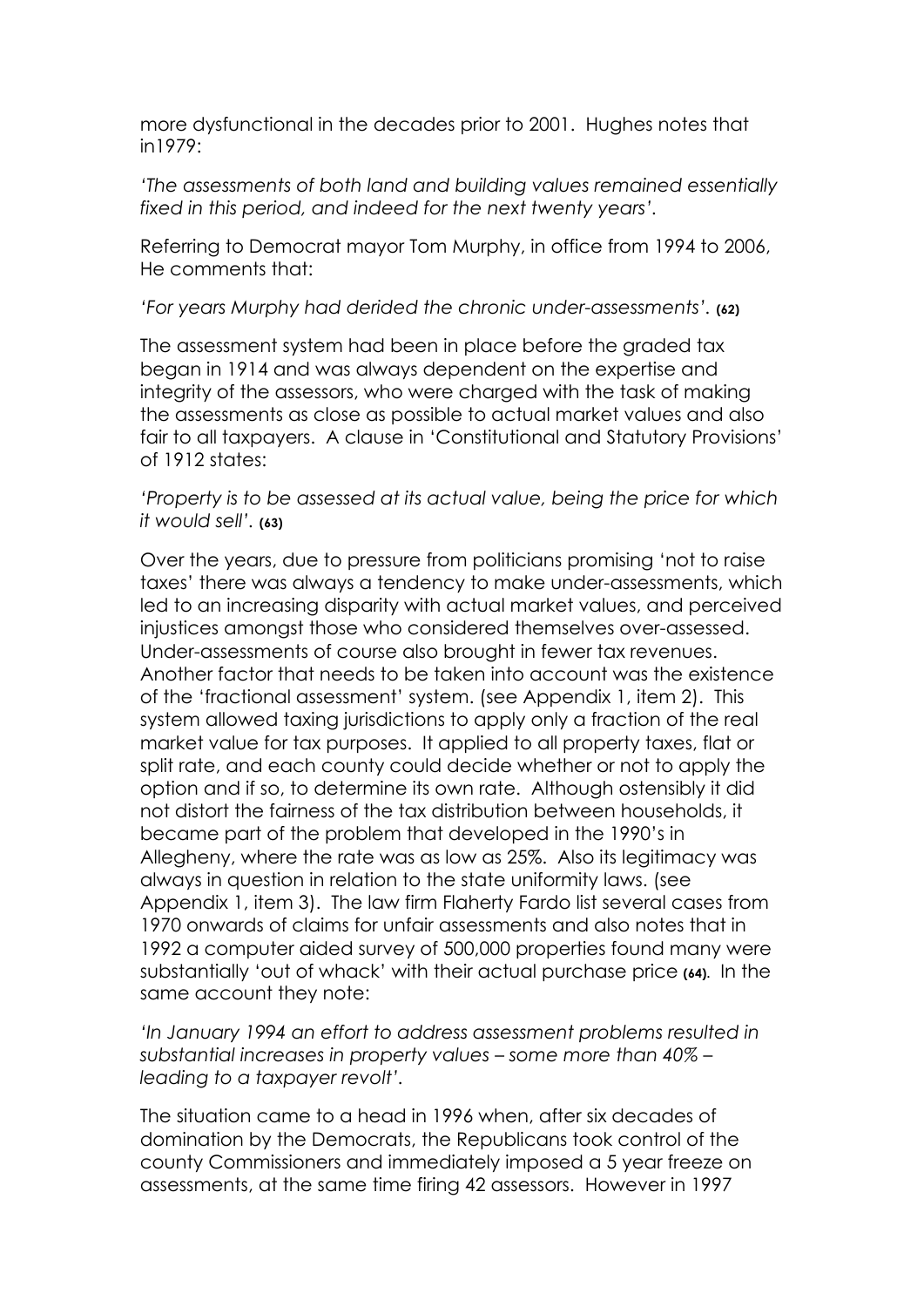more dysfunctional in the decades prior to 2001. Hughes notes that in1979:

*'The assessments of both land and building values remained essentially fixed in this period, and indeed for the next twenty years'.*

Referring to Democrat mayor Tom Murphy, in office from 1994 to 2006, He comments that:

*'For years Murphy had derided the chronic under-assessments'.* **(62)**

The assessment system had been in place before the graded tax began in 1914 and was always dependent on the expertise and integrity of the assessors, who were charged with the task of making the assessments as close as possible to actual market values and also fair to all taxpayers. A clause in 'Constitutional and Statutory Provisions' of 1912 states:

*'Property is to be assessed at its actual value, being the price for which it would sell'.* **(63)**

Over the years, due to pressure from politicians promising 'not to raise taxes' there was always a tendency to make under-assessments, which led to an increasing disparity with actual market values, and perceived injustices amongst those who considered themselves over-assessed. Under-assessments of course also brought in fewer tax revenues. Another factor that needs to be taken into account was the existence of the 'fractional assessment' system. (see Appendix 1, item 2). This system allowed taxing jurisdictions to apply only a fraction of the real market value for tax purposes. It applied to all property taxes, flat or split rate, and each county could decide whether or not to apply the option and if so, to determine its own rate. Although ostensibly it did not distort the fairness of the tax distribution between households, it became part of the problem that developed in the 1990's in Allegheny, where the rate was as low as 25%. Also its legitimacy was always in question in relation to the state uniformity laws. (see Appendix 1, item 3). The law firm Flaherty Fardo list several cases from 1970 onwards of claims for unfair assessments and also notes that in 1992 a computer aided survey of 500,000 properties found many were substantially 'out of whack' with their actual purchase price **(64)**. In the same account they note:

*'In January 1994 an effort to address assessment problems resulted in substantial increases in property values – some more than 40% – leading to a taxpayer revolt'.*

The situation came to a head in 1996 when, after six decades of domination by the Democrats, the Republicans took control of the county Commissioners and immediately imposed a 5 year freeze on assessments, at the same time firing 42 assessors. However in 1997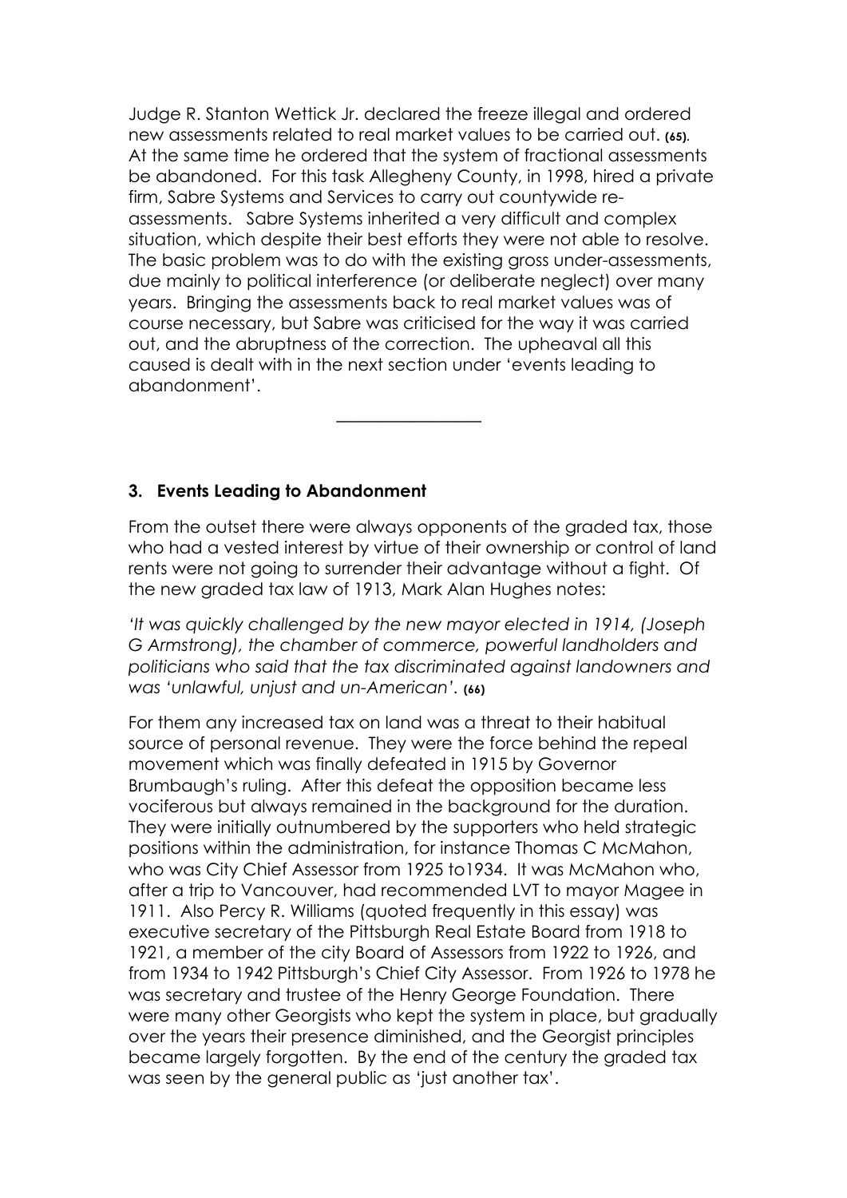Judge R. Stanton Wettick Jr. declared the freeze illegal and ordered new assessments related to real market values to be carried out. **(65)**. At the same time he ordered that the system of fractional assessments be abandoned. For this task Allegheny County, in 1998, hired a private firm, Sabre Systems and Services to carry out countywide re-assessments. Sabre Systems inherited a very difficult and complex situation, which despite their best efforts they were not able to resolve. The basic problem was to do with the existing gross under-assessments, due mainly to political interference (or deliberate neglect) over many years. Bringing the assessments back to real market values was of course necessary, but Sabre was criticised for the way it was carried out, and the abruptness of the correction. The upheaval all this caused is dealt with in the next section under 'events leading to abandonment'.

---

### 3. Events Leading to Abandonment

From the outset there were always opponents of the graded tax, those who had a vested interest by virtue of their ownership or control of land rents were not going to surrender their advantage without a fight. Of the new graded tax law of 1913, Mark Alan Hughes notes:

*'It was quickly challenged by the new mayor elected in 1914, (Joseph G Armstrong), the chamber of commerce, powerful landholders and politicians who said that the tax discriminated against landowners and was 'unlawful, unjust and un-American'.* **(66)**

For them any increased tax on land was a threat to their habitual source of personal revenue. They were the force behind the repeal movement which was finally defeated in 1915 by Governor Brumbaugh's ruling. After this defeat the opposition became less vociferous but always remained in the background for the duration. They were initially outnumbered by the supporters who held strategic positions within the administration, for instance Thomas C McMahon, who was City Chief Assessor from 1925 to1934. It was McMahon who, after a trip to Vancouver, had recommended LVT to mayor Magee in 1911. Also Percy R. Williams (quoted frequently in this essay) was executive secretary of the Pittsburgh Real Estate Board from 1918 to 1921, a member of the city Board of Assessors from 1922 to 1926, and from 1934 to 1942 Pittsburgh's Chief City Assessor. From 1926 to 1978 he was secretary and trustee of the Henry George Foundation. There were many other Georgists who kept the system in place, but gradually over the years their presence diminished, and the Georgist principles became largely forgotten. By the end of the century the graded tax was seen by the general public as 'just another tax'.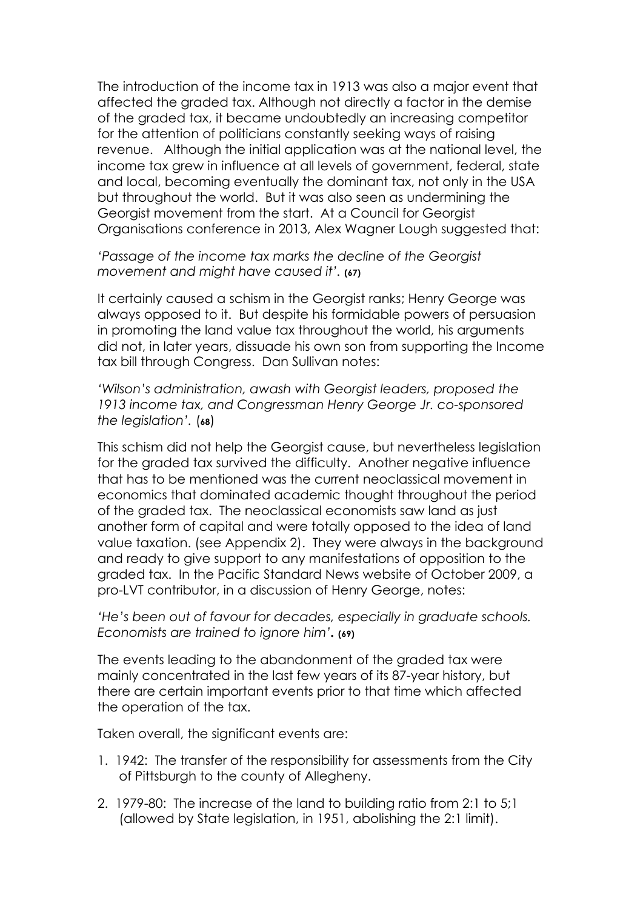The introduction of the income tax in 1913 was also a major event that affected the graded tax. Although not directly a factor in the demise of the graded tax, it became undoubtedly an increasing competitor for the attention of politicians constantly seeking ways of raising revenue. Although the initial application was at the national level, the income tax grew in influence at all levels of government, federal, state and local, becoming eventually the dominant tax, not only in the USA but throughout the world. But it was also seen as undermining the Georgist movement from the start. At a Council for Georgist Organisations conference in 2013, Alex Wagner Lough suggested that:

*'Passage of the income tax marks the decline of the Georgist movement and might have caused it'.* **(67)**

It certainly caused a schism in the Georgist ranks; Henry George was always opposed to it. But despite his formidable powers of persuasion in promoting the land value tax throughout the world, his arguments did not, in later years, dissuade his own son from supporting the Income tax bill through Congress. Dan Sullivan notes:

*'Wilson's administration, awash with Georgist leaders, proposed the 1913 income tax, and Congressman Henry George Jr. co-sponsored the legislation'.* (**68**)

This schism did not help the Georgist cause, but nevertheless legislation for the graded tax survived the difficulty. Another negative influence that has to be mentioned was the current neoclassical movement in economics that dominated academic thought throughout the period of the graded tax. The neoclassical economists saw land as just another form of capital and were totally opposed to the idea of land value taxation. (see Appendix 2). They were always in the background and ready to give support to any manifestations of opposition to the graded tax. In the Pacific Standard News website of October 2009, a pro-LVT contributor, in a discussion of Henry George, notes:

*'He's been out of favour for decades, especially in graduate schools. Economists are trained to ignore him'***. (69)**

The events leading to the abandonment of the graded tax were mainly concentrated in the last few years of its 87-year history, but there are certain important events prior to that time which affected the operation of the tax.

Taken overall, the significant events are:

1. 1942: The transfer of the responsibility for assessments from the City of Pittsburgh to the county of Allegheny.
2. 1979-80: The increase of the land to building ratio from 2:1 to 5;1 (allowed by State legislation, in 1951, abolishing the 2:1 limit).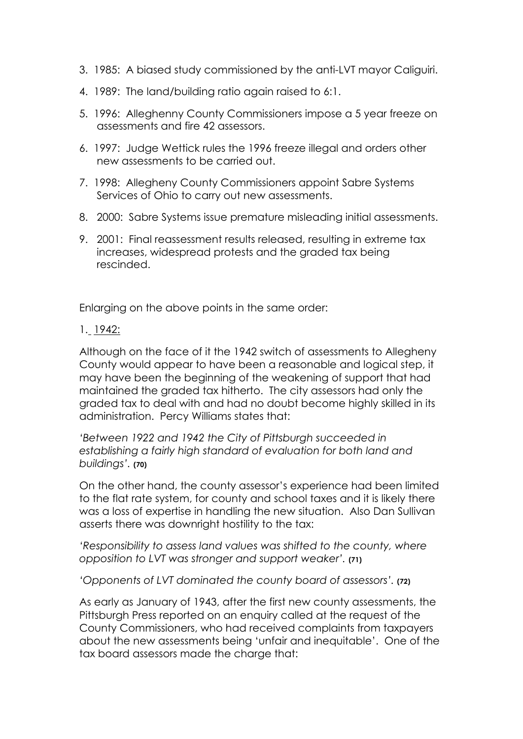3. 1985: A biased study commissioned by the anti-LVT mayor Caliguiri.
4. 1989: The land/building ratio again raised to 6:1.
5. 1996: Allegheny County Commissioners impose a 5 year freeze on assessments and fire 42 assessors.
6. 1997: Judge Wettick rules the 1996 freeze illegal and orders other new assessments to be carried out.
7. 1998: Allegheny County Commissioners appoint Sabre Systems Services of Ohio to carry out new assessments.
8. 2000: Sabre Systems issue premature misleading initial assessments.
9. 2001: Final reassessment results released, resulting in extreme tax increases, widespread protests and the graded tax being rescinded.

Enlarging on the above points in the same order:

1. 1942:

Although on the face of it the 1942 switch of assessments to Allegheny County would appear to have been a reasonable and logical step, it may have been the beginning of the weakening of support that had maintained the graded tax hitherto. The city assessors had only the graded tax to deal with and had no doubt become highly skilled in its administration. Percy Williams states that:

*'Between 1922 and 1942 the City of Pittsburgh succeeded in establishing a fairly high standard of evaluation for both land and buildings'.* **(70)**

On the other hand, the county assessor's experience had been limited to the flat rate system, for county and school taxes and it is likely there was a loss of expertise in handling the new situation. Also Dan Sullivan asserts there was downright hostility to the tax:

*'Responsibility to assess land values was shifted to the county, where opposition to LVT was stronger and support weaker'.* **(71)**

*'Opponents of LVT dominated the county board of assessors'.* **(72)**

As early as January of 1943, after the first new county assessments, the Pittsburgh Press reported on an enquiry called at the request of the County Commissioners, who had received complaints from taxpayers about the new assessments being 'unfair and inequitable'. One of the tax board assessors made the charge that: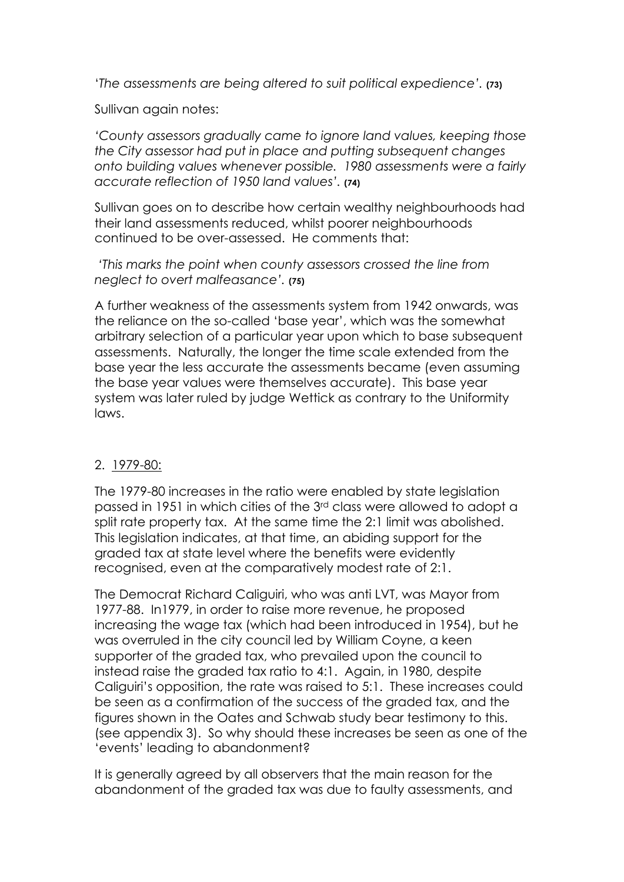*'The assessments are being altered to suit political expedience'.* **(73)**

Sullivan again notes:

*'County assessors gradually came to ignore land values, keeping those the City assessor had put in place and putting subsequent changes onto building values whenever possible. 1980 assessments were a fairly accurate reflection of 1950 land values'.* **(74)**

Sullivan goes on to describe how certain wealthy neighbourhoods had their land assessments reduced, whilst poorer neighbourhoods continued to be over-assessed. He comments that:

*'This marks the point when county assessors crossed the line from neglect to overt malfeasance'.* **(75)**

A further weakness of the assessments system from 1942 onwards, was the reliance on the so-called 'base year', which was the somewhat arbitrary selection of a particular year upon which to base subsequent assessments. Naturally, the longer the time scale extended from the base year the less accurate the assessments became (even assuming the base year values were themselves accurate). This base year system was later ruled by judge Wettick as contrary to the Uniformity laws.

2. <u>1979-80:</u>

The 1979-80 increases in the ratio were enabled by state legislation passed in 1951 in which cities of the 3rd class were allowed to adopt a split rate property tax. At the same time the 2:1 limit was abolished. This legislation indicates, at that time, an abiding support for the graded tax at state level where the benefits were evidently recognised, even at the comparatively modest rate of 2:1.

The Democrat Richard Caliguiri, who was anti LVT, was Mayor from 1977-88. In1979, in order to raise more revenue, he proposed increasing the wage tax (which had been introduced in 1954), but he was overruled in the city council led by William Coyne, a keen supporter of the graded tax, who prevailed upon the council to instead raise the graded tax ratio to 4:1. Again, in 1980, despite Caliguiri's opposition, the rate was raised to 5:1. These increases could be seen as a confirmation of the success of the graded tax, and the figures shown in the Oates and Schwab study bear testimony to this. (see appendix 3). So why should these increases be seen as one of the 'events' leading to abandonment?

It is generally agreed by all observers that the main reason for the abandonment of the graded tax was due to faulty assessments, and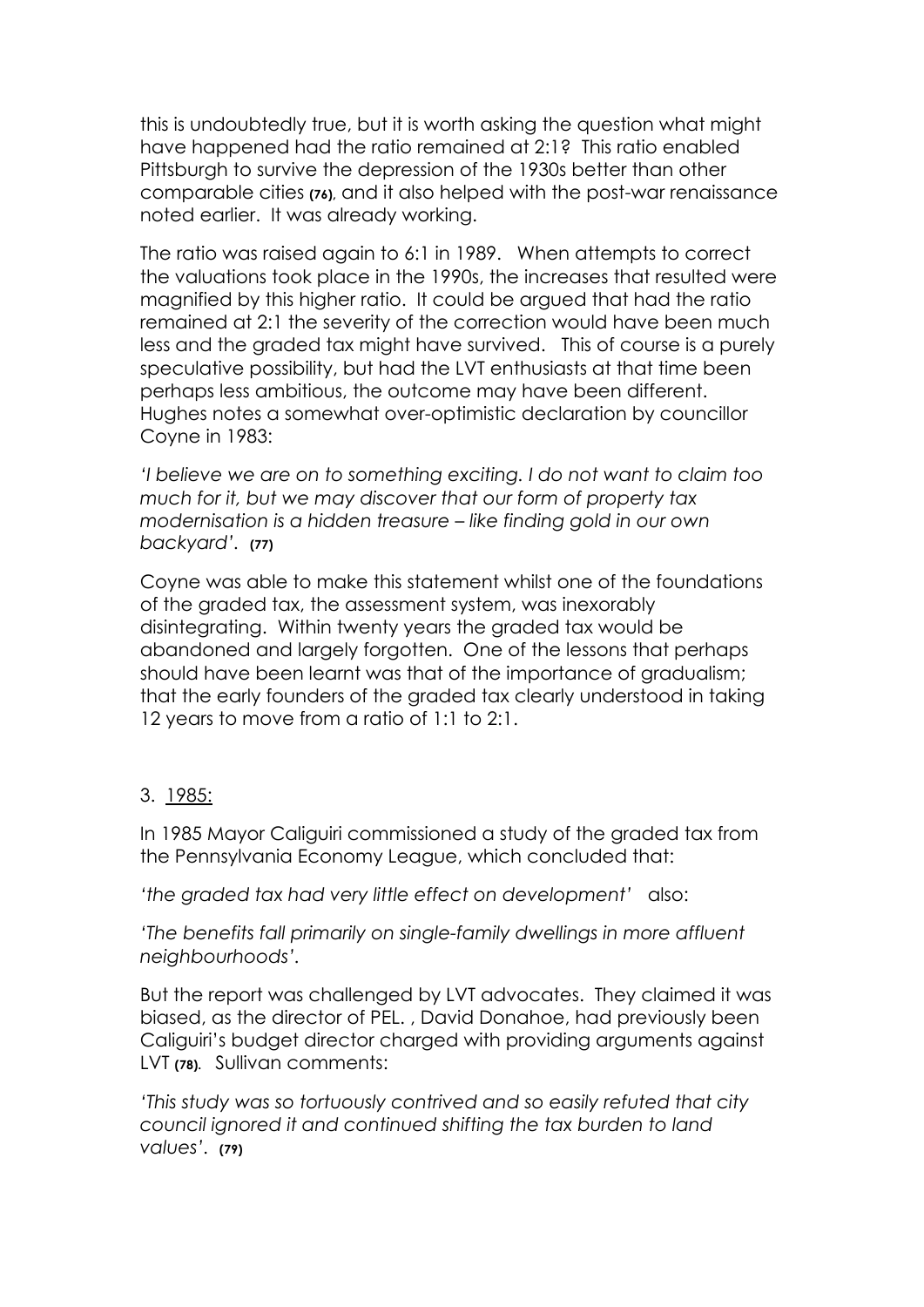this is undoubtedly true, but it is worth asking the question what might have happened had the ratio remained at 2:1? This ratio enabled Pittsburgh to survive the depression of the 1930s better than other comparable cities **(76)**, and it also helped with the post-war renaissance noted earlier. It was already working.

The ratio was raised again to 6:1 in 1989. When attempts to correct the valuations took place in the 1990s, the increases that resulted were magnified by this higher ratio. It could be argued that had the ratio remained at 2:1 the severity of the correction would have been much less and the graded tax might have survived. This of course is a purely speculative possibility, but had the LVT enthusiasts at that time been perhaps less ambitious, the outcome may have been different. Hughes notes a somewhat over-optimistic declaration by councillor Coyne in 1983:

*'I believe we are on to something exciting. I do not want to claim too much for it, but we may discover that our form of property tax modernisation is a hidden treasure – like finding gold in our own backyard'.* **(77)**

Coyne was able to make this statement whilst one of the foundations of the graded tax, the assessment system, was inexorably disintegrating. Within twenty years the graded tax would be abandoned and largely forgotten. One of the lessons that perhaps should have been learnt was that of the importance of gradualism; that the early founders of the graded tax clearly understood in taking 12 years to move from a ratio of 1:1 to 2:1.

3. <u>1985:</u>

In 1985 Mayor Caliguiri commissioned a study of the graded tax from the Pennsylvania Economy League, which concluded that:

*'the graded tax had very little effect on development'* also:

*'The benefits fall primarily on single-family dwellings in more affluent neighbourhoods'.*

But the report was challenged by LVT advocates. They claimed it was biased, as the director of PEL. , David Donahoe, had previously been Caliguiri's budget director charged with providing arguments against LVT **(78)**. Sullivan comments:

*'This study was so tortuously contrived and so easily refuted that city council ignored it and continued shifting the tax burden to land values'.* **(79)**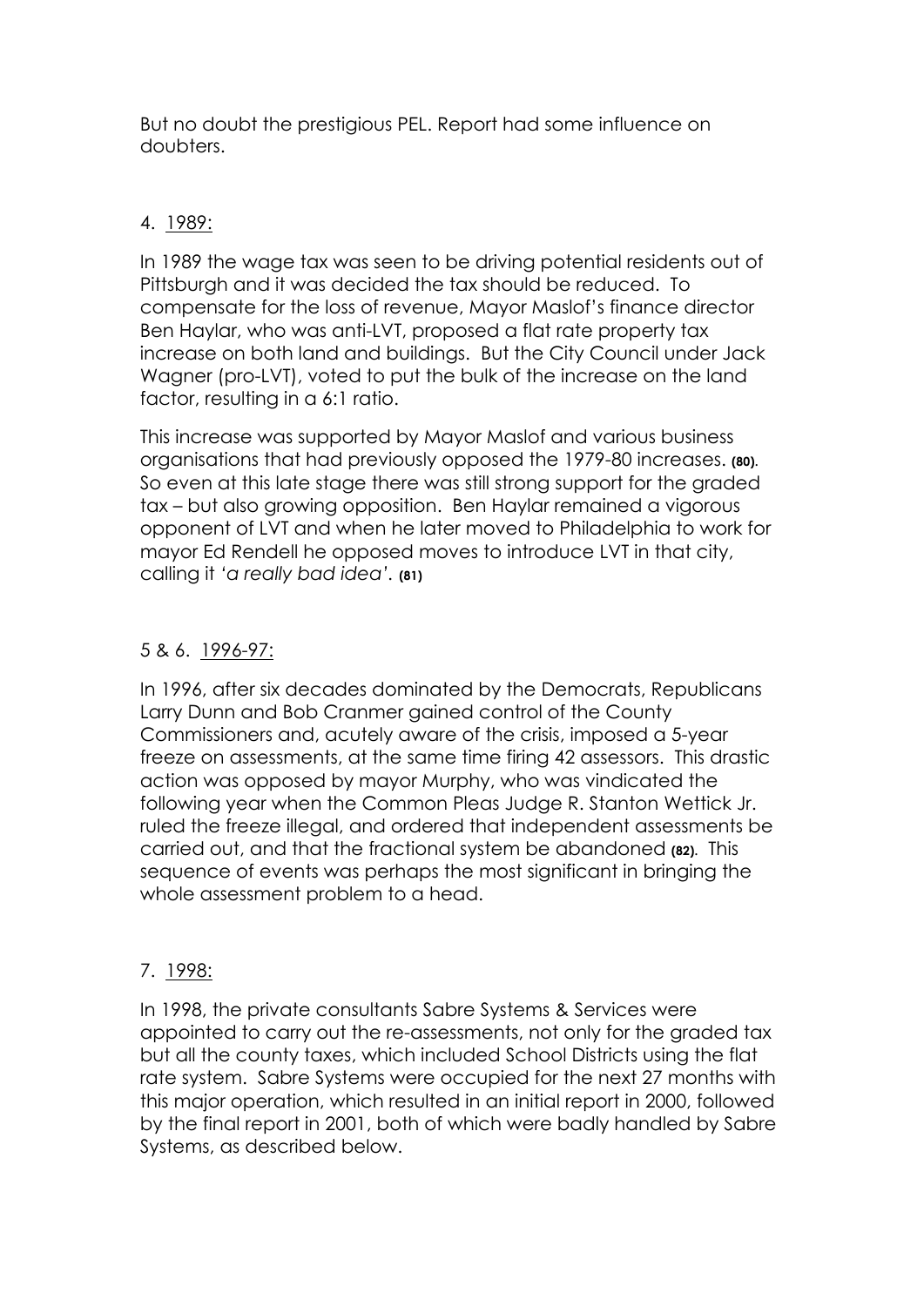But no doubt the prestigious PEL. Report had some influence on doubters.

4. 1989:

In 1989 the wage tax was seen to be driving potential residents out of Pittsburgh and it was decided the tax should be reduced. To compensate for the loss of revenue, Mayor Maslof's finance director Ben Haylar, who was anti-LVT, proposed a flat rate property tax increase on both land and buildings. But the City Council under Jack Wagner (pro-LVT), voted to put the bulk of the increase on the land factor, resulting in a 6:1 ratio.

This increase was supported by Mayor Maslof and various business organisations that had previously opposed the 1979-80 increases. **(80)**. So even at this late stage there was still strong support for the graded tax – but also growing opposition. Ben Haylar remained a vigorous opponent of LVT and when he later moved to Philadelphia to work for mayor Ed Rendell he opposed moves to introduce LVT in that city, calling it *'a really bad idea'*. **(81)**

5 & 6. 1996-97:

In 1996, after six decades dominated by the Democrats, Republicans Larry Dunn and Bob Cranmer gained control of the County Commissioners and, acutely aware of the crisis, imposed a 5-year freeze on assessments, at the same time firing 42 assessors. This drastic action was opposed by mayor Murphy, who was vindicated the following year when the Common Pleas Judge R. Stanton Wettick Jr. ruled the freeze illegal, and ordered that independent assessments be carried out, and that the fractional system be abandoned **(82)**. This sequence of events was perhaps the most significant in bringing the whole assessment problem to a head.

7. 1998:

In 1998, the private consultants Sabre Systems & Services were appointed to carry out the re-assessments, not only for the graded tax but all the county taxes, which included School Districts using the flat rate system. Sabre Systems were occupied for the next 27 months with this major operation, which resulted in an initial report in 2000, followed by the final report in 2001, both of which were badly handled by Sabre Systems, as described below.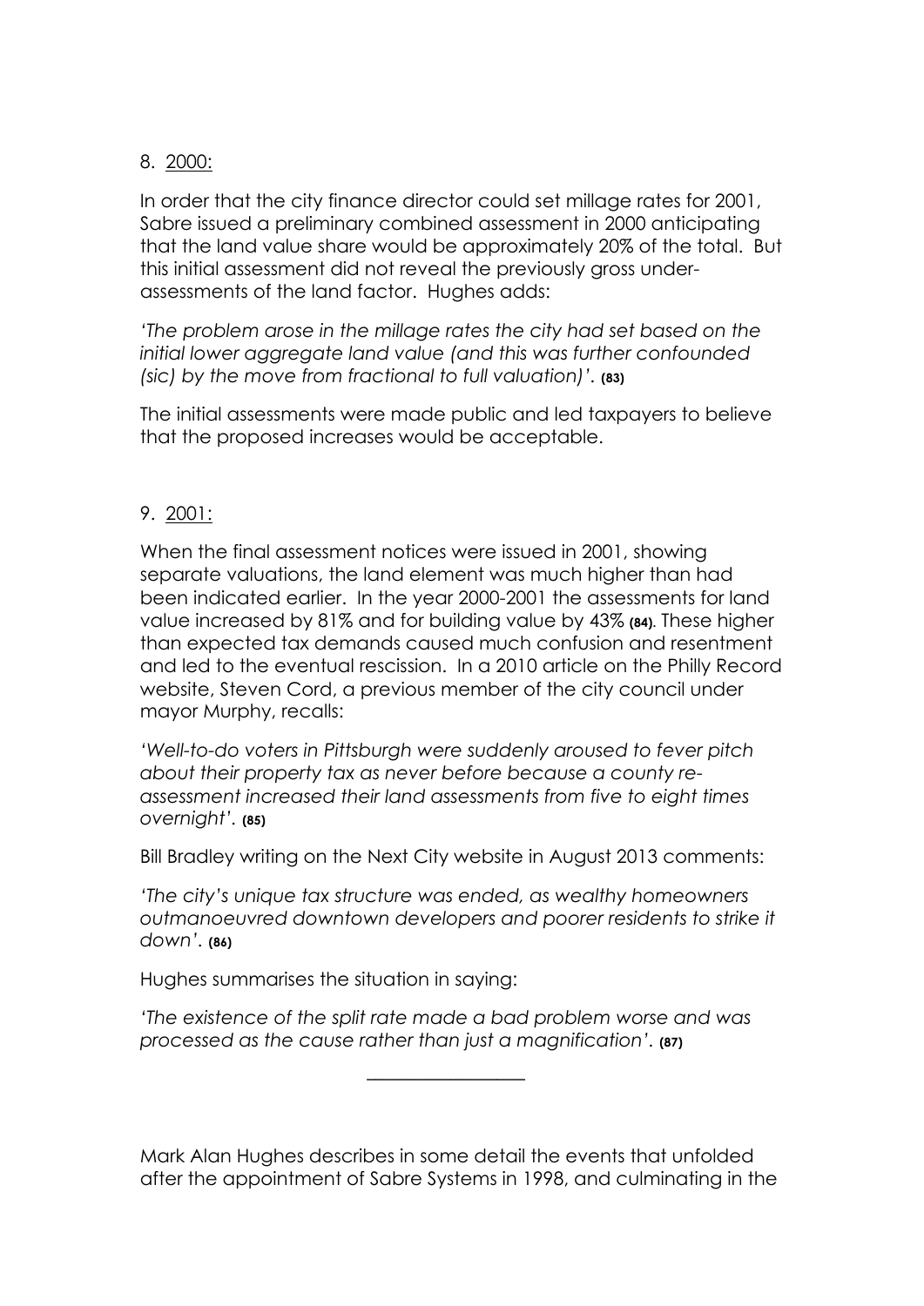8. 2000:

In order that the city finance director could set millage rates for 2001, Sabre issued a preliminary combined assessment in 2000 anticipating that the land value share would be approximately 20% of the total. But this initial assessment did not reveal the previously gross under-assessments of the land factor. Hughes adds:

*'The problem arose in the millage rates the city had set based on the initial lower aggregate land value (and this was further confounded (sic) by the move from fractional to full valuation)'.* **(83)**

The initial assessments were made public and led taxpayers to believe that the proposed increases would be acceptable.

9. 2001:

When the final assessment notices were issued in 2001, showing separate valuations, the land element was much higher than had been indicated earlier. In the year 2000-2001 the assessments for land value increased by 81% and for building value by 43% **(84)**. These higher than expected tax demands caused much confusion and resentment and led to the eventual rescission. In a 2010 article on the Philly Record website, Steven Cord, a previous member of the city council under mayor Murphy, recalls:

*'Well-to-do voters in Pittsburgh were suddenly aroused to fever pitch about their property tax as never before because a county re-assessment increased their land assessments from five to eight times overnight'.* **(85)**

Bill Bradley writing on the Next City website in August 2013 comments:

*'The city's unique tax structure was ended, as wealthy homeowners outmanoeuvred downtown developers and poorer residents to strike it down'.* **(86)**

Hughes summarises the situation in saying:

*'The existence of the split rate made a bad problem worse and was processed as the cause rather than just a magnification'.* **(87)**

---

Mark Alan Hughes describes in some detail the events that unfolded after the appointment of Sabre Systems in 1998, and culminating in the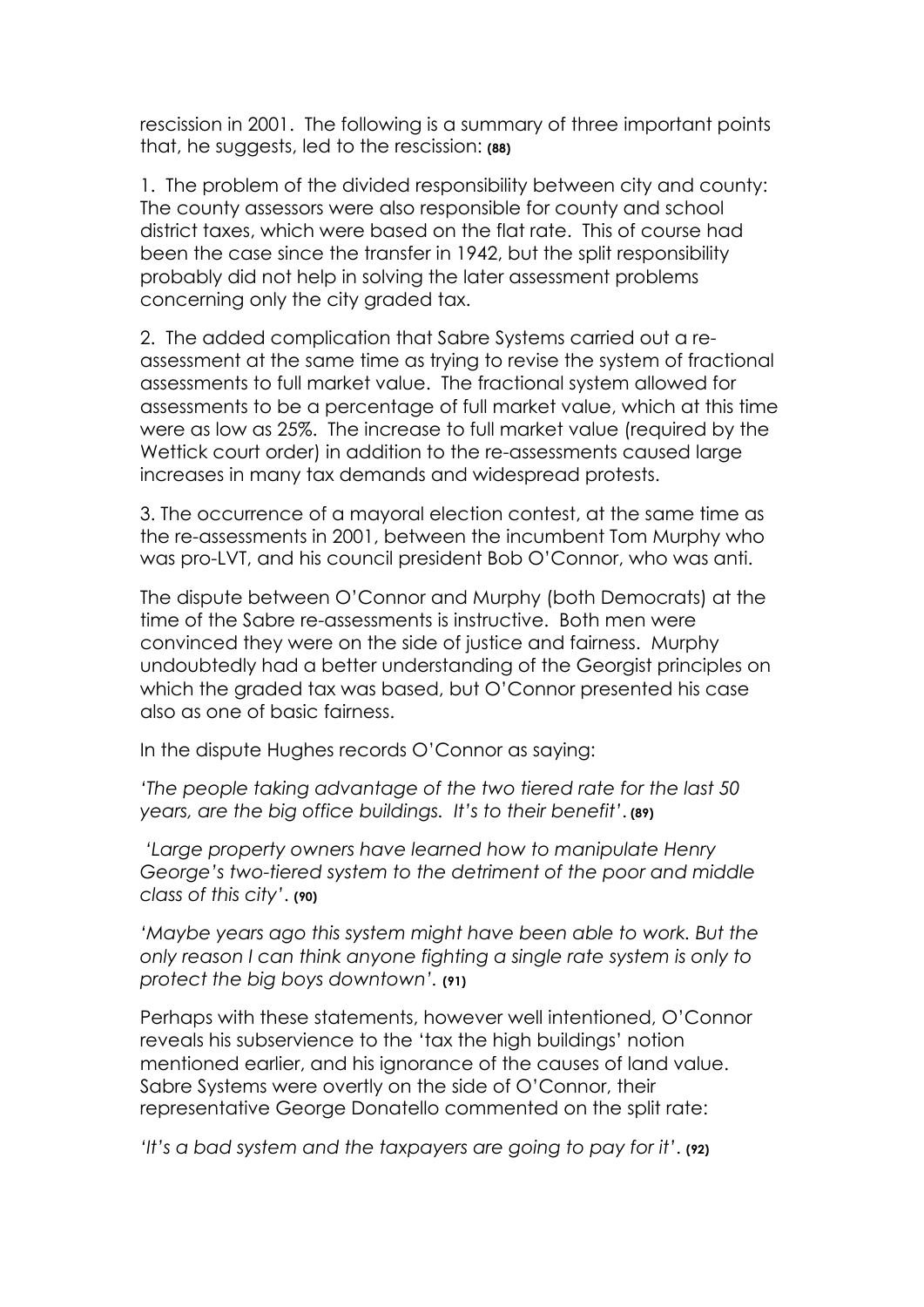rescission in 2001. The following is a summary of three important points that, he suggests, led to the rescission: **(88)**

1. The problem of the divided responsibility between city and county: The county assessors were also responsible for county and school district taxes, which were based on the flat rate. This of course had been the case since the transfer in 1942, but the split responsibility probably did not help in solving the later assessment problems concerning only the city graded tax.

2. The added complication that Sabre Systems carried out a re-assessment at the same time as trying to revise the system of fractional assessments to full market value. The fractional system allowed for assessments to be a percentage of full market value, which at this time were as low as 25%. The increase to full market value (required by the Wettick court order) in addition to the re-assessments caused large increases in many tax demands and widespread protests.

3. The occurrence of a mayoral election contest, at the same time as the re-assessments in 2001, between the incumbent Tom Murphy who was pro-LVT, and his council president Bob O'Connor, who was anti.

The dispute between O'Connor and Murphy (both Democrats) at the time of the Sabre re-assessments is instructive. Both men were convinced they were on the side of justice and fairness. Murphy undoubtedly had a better understanding of the Georgist principles on which the graded tax was based, but O'Connor presented his case also as one of basic fairness.

In the dispute Hughes records O'Connor as saying:

*'The people taking advantage of the two tiered rate for the last 50 years, are the big office buildings. It's to their benefit'*. **(89)**

*'Large property owners have learned how to manipulate Henry George's two-tiered system to the detriment of the poor and middle class of this city'*. **(90)**

*'Maybe years ago this system might have been able to work. But the only reason I can think anyone fighting a single rate system is only to protect the big boys downtown'*. **(91)**

Perhaps with these statements, however well intentioned, O'Connor reveals his subservience to the 'tax the high buildings' notion mentioned earlier, and his ignorance of the causes of land value. Sabre Systems were overtly on the side of O'Connor, their representative George Donatello commented on the split rate:

*'It's a bad system and the taxpayers are going to pay for it'*. **(92)**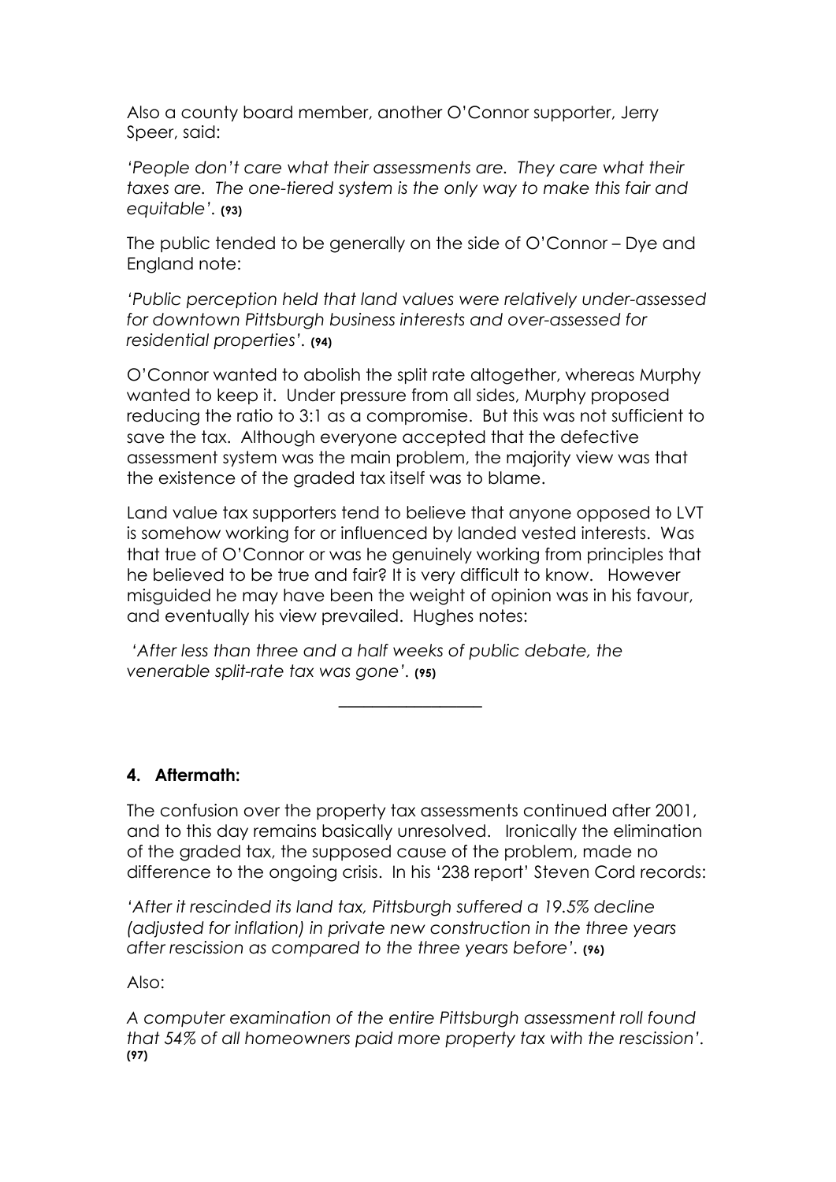Also a county board member, another O'Connor supporter, Jerry Speer, said:

*'People don't care what their assessments are. They care what their taxes are. The one-tiered system is the only way to make this fair and equitable'.* **(93)**

The public tended to be generally on the side of O'Connor – Dye and England note:

*'Public perception held that land values were relatively under-assessed for downtown Pittsburgh business interests and over-assessed for residential properties'.* **(94)**

O'Connor wanted to abolish the split rate altogether, whereas Murphy wanted to keep it. Under pressure from all sides, Murphy proposed reducing the ratio to 3:1 as a compromise. But this was not sufficient to save the tax. Although everyone accepted that the defective assessment system was the main problem, the majority view was that the existence of the graded tax itself was to blame.

Land value tax supporters tend to believe that anyone opposed to LVT is somehow working for or influenced by landed vested interests. Was that true of O'Connor or was he genuinely working from principles that he believed to be true and fair? It is very difficult to know. However misguided he may have been the weight of opinion was in his favour, and eventually his view prevailed. Hughes notes:

*'After less than three and a half weeks of public debate, the venerable split-rate tax was gone'.* **(95)**

---

## 4. Aftermath:

The confusion over the property tax assessments continued after 2001, and to this day remains basically unresolved. Ironically the elimination of the graded tax, the supposed cause of the problem, made no difference to the ongoing crisis. In his '238 report' Steven Cord records:

*'After it rescinded its land tax, Pittsburgh suffered a 19.5% decline (adjusted for inflation) in private new construction in the three years after rescission as compared to the three years before'.* **(96)**

Also:

*A computer examination of the entire Pittsburgh assessment roll found that 54% of all homeowners paid more property tax with the rescission'.* **(97)**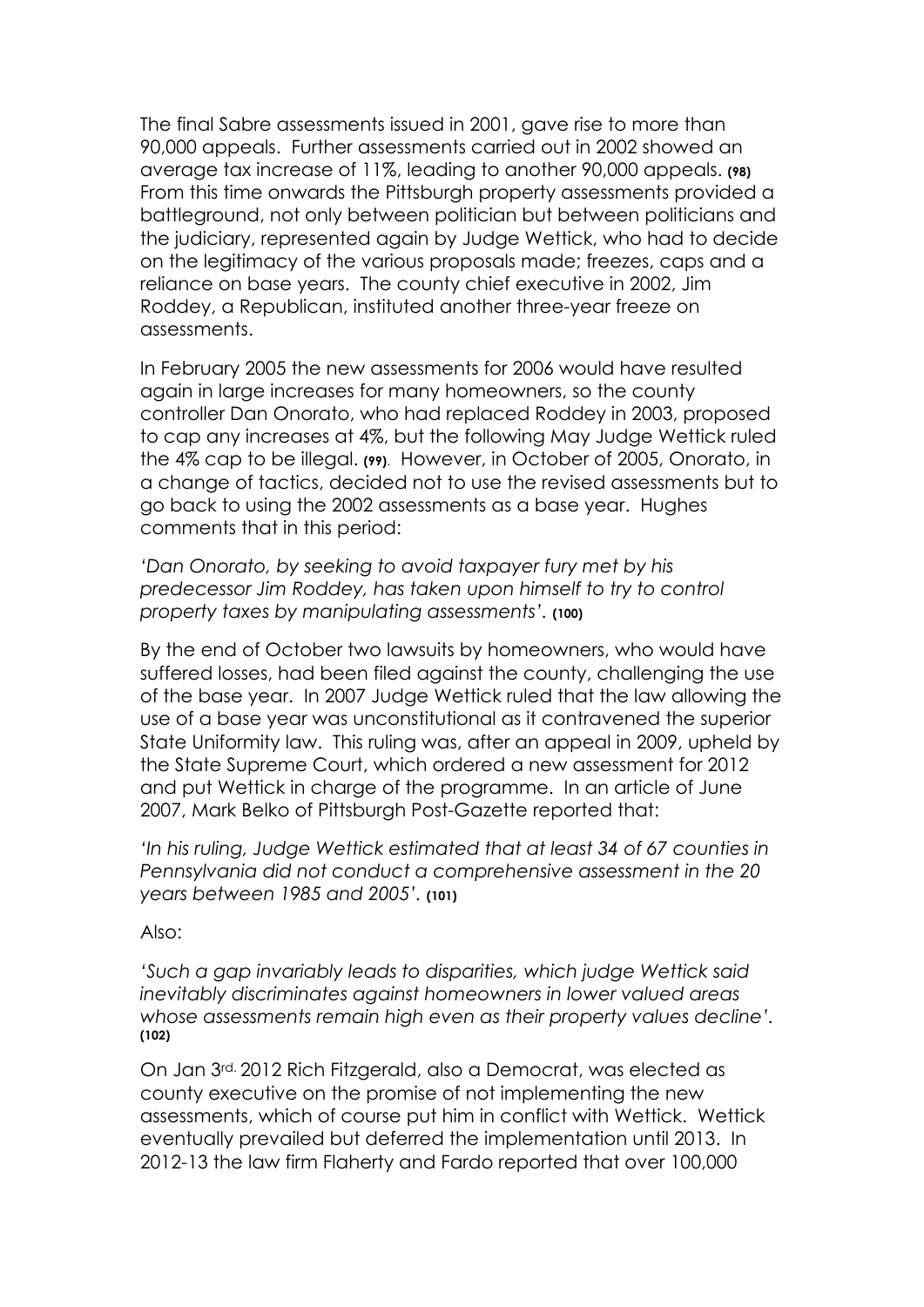The final Sabre assessments issued in 2001, gave rise to more than 90,000 appeals. Further assessments carried out in 2002 showed an average tax increase of 11%, leading to another 90,000 appeals. **(98)** From this time onwards the Pittsburgh property assessments provided a battleground, not only between politician but between politicians and the judiciary, represented again by Judge Wettick, who had to decide on the legitimacy of the various proposals made; freezes, caps and a reliance on base years. The county chief executive in 2002, Jim Roddey, a Republican, instituted another three-year freeze on assessments.

In February 2005 the new assessments for 2006 would have resulted again in large increases for many homeowners, so the county controller Dan Onorato, who had replaced Roddey in 2003, proposed to cap any increases at 4%, but the following May Judge Wettick ruled the 4% cap to be illegal. **(99)**. However, in October of 2005, Onorato, in a change of tactics, decided not to use the revised assessments but to go back to using the 2002 assessments as a base year. Hughes comments that in this period:

*'Dan Onorato, by seeking to avoid taxpayer fury met by his predecessor Jim Roddey, has taken upon himself to try to control property taxes by manipulating assessments'.* **(100)**

By the end of October two lawsuits by homeowners, who would have suffered losses, had been filed against the county, challenging the use of the base year. In 2007 Judge Wettick ruled that the law allowing the use of a base year was unconstitutional as it contravened the superior State Uniformity law. This ruling was, after an appeal in 2009, upheld by the State Supreme Court, which ordered a new assessment for 2012 and put Wettick in charge of the programme. In an article of June 2007, Mark Belko of Pittsburgh Post-Gazette reported that:

*'In his ruling, Judge Wettick estimated that at least 34 of 67 counties in Pennsylvania did not conduct a comprehensive assessment in the 20 years between 1985 and 2005'.* **(101)**

Also:

*'Such a gap invariably leads to disparities, which judge Wettick said inevitably discriminates against homeowners in lower valued areas whose assessments remain high even as their property values decline'.* **(102)**

On Jan 3rd 2012 Rich Fitzgerald, also a Democrat, was elected as county executive on the promise of not implementing the new assessments, which of course put him in conflict with Wettick. Wettick eventually prevailed but deferred the implementation until 2013. In 2012-13 the law firm Flaherty and Fardo reported that over 100,000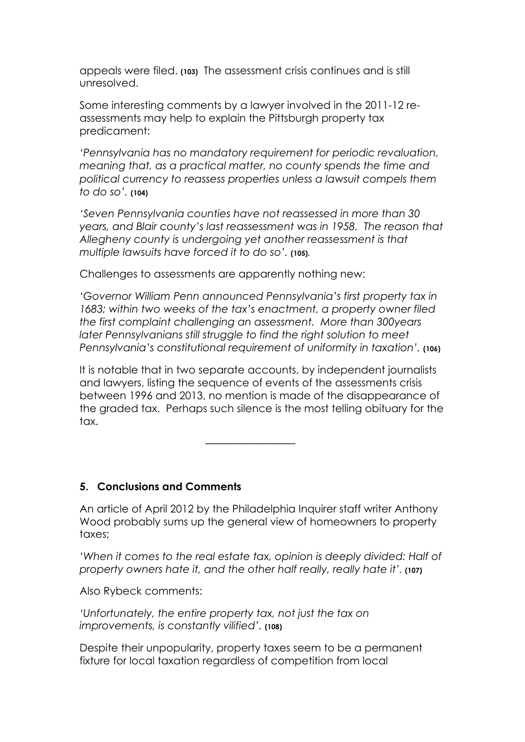appeals were filed. **(103)** The assessment crisis continues and is still unresolved.

Some interesting comments by a lawyer involved in the 2011-12 re-assessments may help to explain the Pittsburgh property tax predicament:

*'Pennsylvania has no mandatory requirement for periodic revaluation, meaning that, as a practical matter, no county spends the time and political currency to reassess properties unless a lawsuit compels them to do so'.* **(104)**

*'Seven Pennsylvania counties have not reassessed in more than 30 years, and Blair county's last reassessment was in 1958. The reason that Allegheny county is undergoing yet another reassessment is that multiple lawsuits have forced it to do so'.* **(105)**.

Challenges to assessments are apparently nothing new:

*'Governor William Penn announced Pennsylvania's first property tax in 1683; within two weeks of the tax's enactment, a property owner filed the first complaint challenging an assessment. More than 300years later Pennsylvanians still struggle to find the right solution to meet Pennsylvania's constitutional requirement of uniformity in taxation'.* **(106)**

It is notable that in two separate accounts, by independent journalists and lawyers, listing the sequence of events of the assessments crisis between 1996 and 2013, no mention is made of the disappearance of the graded tax. Perhaps such silence is the most telling obituary for the tax.

---

## 5. Conclusions and Comments

An article of April 2012 by the Philadelphia Inquirer staff writer Anthony Wood probably sums up the general view of homeowners to property taxes;

*'When it comes to the real estate tax, opinion is deeply divided: Half of property owners hate it, and the other half really, really hate it'.* **(107)**

Also Rybeck comments:

*'Unfortunately, the entire property tax, not just the tax on improvements, is constantly vilified'.* **(108)**

Despite their unpopularity, property taxes seem to be a permanent fixture for local taxation regardless of competition from local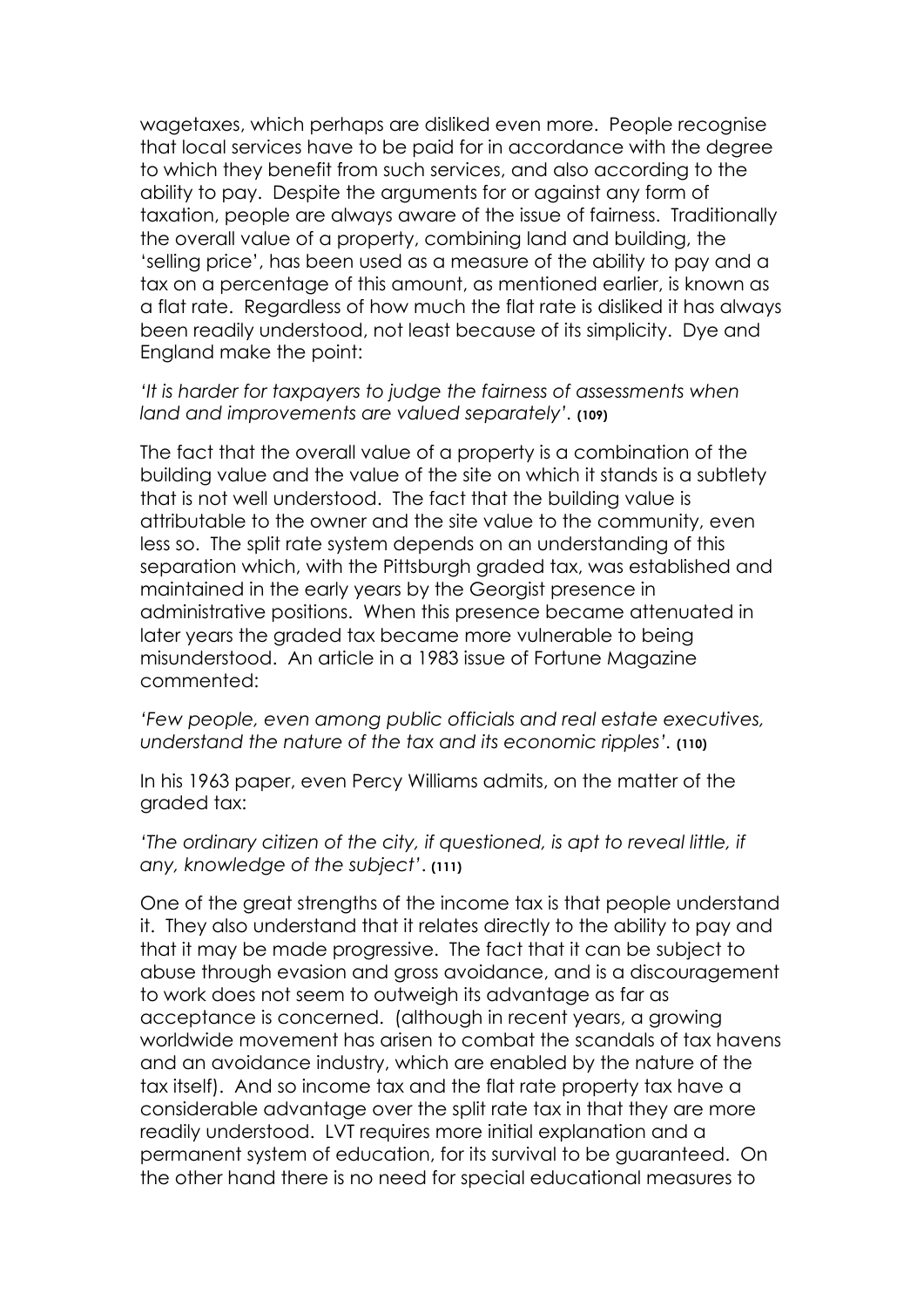wagetaxes, which perhaps are disliked even more. People recognise that local services have to be paid for in accordance with the degree to which they benefit from such services, and also according to the ability to pay. Despite the arguments for or against any form of taxation, people are always aware of the issue of fairness. Traditionally the overall value of a property, combining land and building, the 'selling price', has been used as a measure of the ability to pay and a tax on a percentage of this amount, as mentioned earlier, is known as a flat rate. Regardless of how much the flat rate is disliked it has always been readily understood, not least because of its simplicity. Dye and England make the point:

*'It is harder for taxpayers to judge the fairness of assessments when land and improvements are valued separately'.* **(109)**

The fact that the overall value of a property is a combination of the building value and the value of the site on which it stands is a subtlety that is not well understood. The fact that the building value is attributable to the owner and the site value to the community, even less so. The split rate system depends on an understanding of this separation which, with the Pittsburgh graded tax, was established and maintained in the early years by the Georgist presence in administrative positions. When this presence became attenuated in later years the graded tax became more vulnerable to being misunderstood. An article in a 1983 issue of Fortune Magazine commented:

*'Few people, even among public officials and real estate executives, understand the nature of the tax and its economic ripples'.* **(110)**

In his 1963 paper, even Percy Williams admits, on the matter of the graded tax:

*'The ordinary citizen of the city, if questioned, is apt to reveal little, if any, knowledge of the subject'.* **(111)**

One of the great strengths of the income tax is that people understand it. They also understand that it relates directly to the ability to pay and that it may be made progressive. The fact that it can be subject to abuse through evasion and gross avoidance, and is a discouragement to work does not seem to outweigh its advantage as far as acceptance is concerned. (although in recent years, a growing worldwide movement has arisen to combat the scandals of tax havens and an avoidance industry, which are enabled by the nature of the tax itself). And so income tax and the flat rate property tax have a considerable advantage over the split rate tax in that they are more readily understood. LVT requires more initial explanation and a permanent system of education, for its survival to be guaranteed. On the other hand there is no need for special educational measures to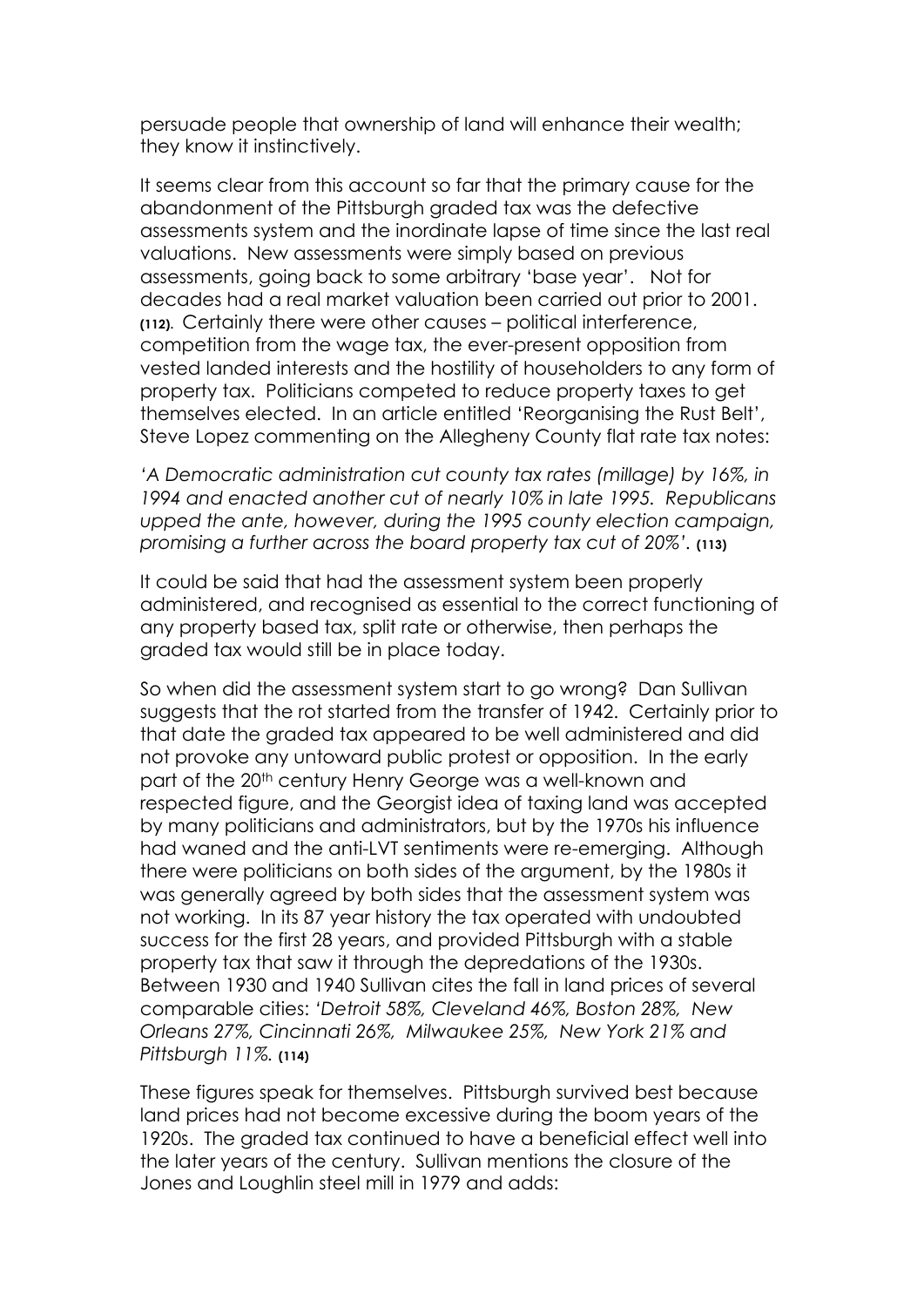persuade people that ownership of land will enhance their wealth; they know it instinctively.

It seems clear from this account so far that the primary cause for the abandonment of the Pittsburgh graded tax was the defective assessments system and the inordinate lapse of time since the last real valuations. New assessments were simply based on previous assessments, going back to some arbitrary 'base year'. Not for decades had a real market valuation been carried out prior to 2001. **(112)**. Certainly there were other causes – political interference, competition from the wage tax, the ever-present opposition from vested landed interests and the hostility of householders to any form of property tax. Politicians competed to reduce property taxes to get themselves elected. In an article entitled 'Reorganising the Rust Belt', Steve Lopez commenting on the Allegheny County flat rate tax notes:

*'A Democratic administration cut county tax rates (millage) by 16%, in 1994 and enacted another cut of nearly 10% in late 1995. Republicans upped the ante, however, during the 1995 county election campaign, promising a further across the board property tax cut of 20%'.* **(113)**

It could be said that had the assessment system been properly administered, and recognised as essential to the correct functioning of any property based tax, split rate or otherwise, then perhaps the graded tax would still be in place today.

So when did the assessment system start to go wrong? Dan Sullivan suggests that the rot started from the transfer of 1942. Certainly prior to that date the graded tax appeared to be well administered and did not provoke any untoward public protest or opposition. In the early part of the 20th century Henry George was a well-known and respected figure, and the Georgist idea of taxing land was accepted by many politicians and administrators, but by the 1970s his influence had waned and the anti-LVT sentiments were re-emerging. Although there were politicians on both sides of the argument, by the 1980s it was generally agreed by both sides that the assessment system was not working. In its 87 year history the tax operated with undoubted success for the first 28 years, and provided Pittsburgh with a stable property tax that saw it through the depredations of the 1930s. Between 1930 and 1940 Sullivan cites the fall in land prices of several comparable cities: *'Detroit 58%, Cleveland 46%, Boston 28%, New Orleans 27%, Cincinnati 26%, Milwaukee 25%, New York 21% and Pittsburgh 11%.* **(114)**

These figures speak for themselves. Pittsburgh survived best because land prices had not become excessive during the boom years of the 1920s. The graded tax continued to have a beneficial effect well into the later years of the century. Sullivan mentions the closure of the Jones and Loughlin steel mill in 1979 and adds: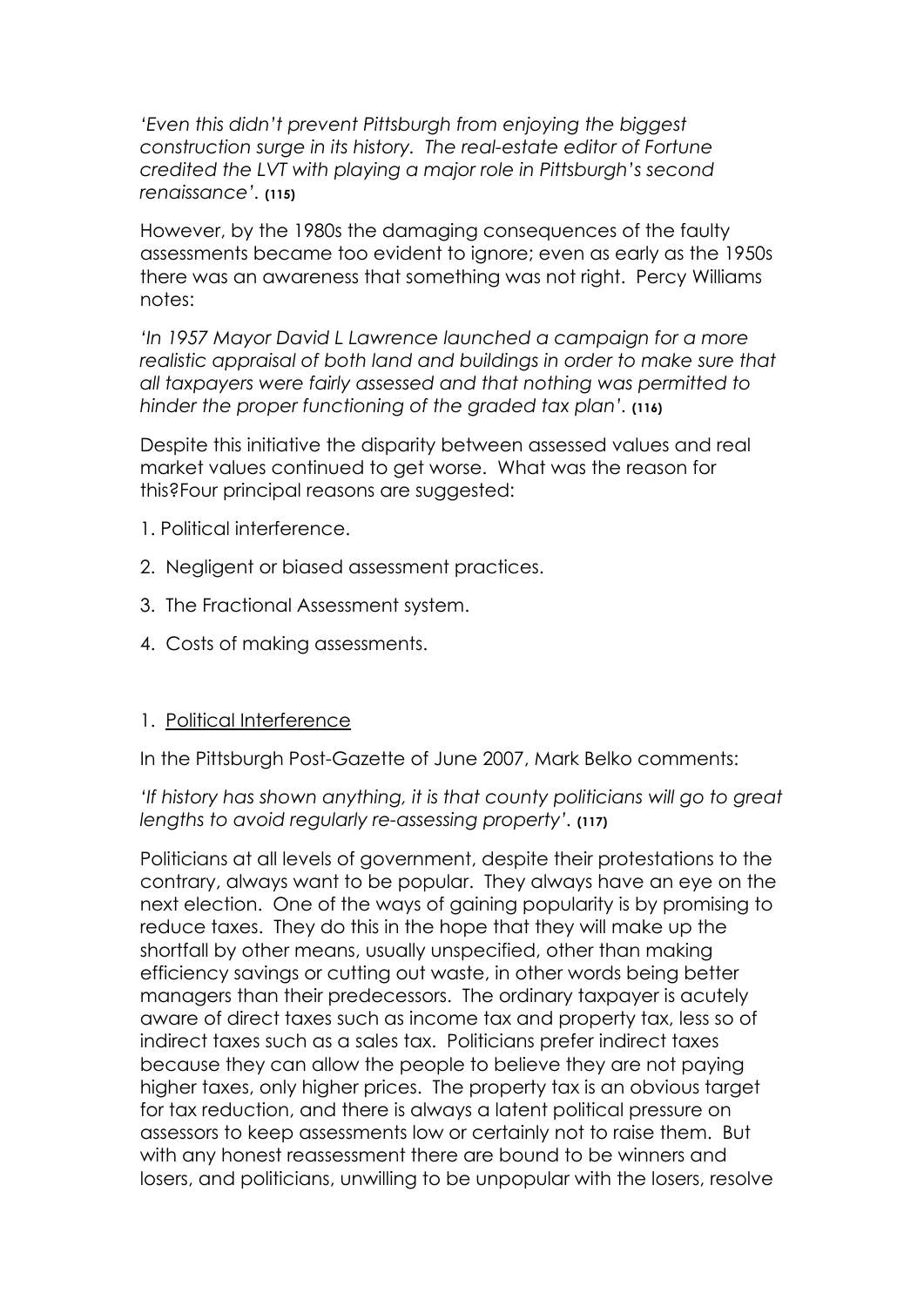*'Even this didn't prevent Pittsburgh from enjoying the biggest construction surge in its history. The real-estate editor of Fortune credited the LVT with playing a major role in Pittsburgh's second renaissance'.* **(115)**

However, by the 1980s the damaging consequences of the faulty assessments became too evident to ignore; even as early as the 1950s there was an awareness that something was not right. Percy Williams notes:

*'In 1957 Mayor David L Lawrence launched a campaign for a more realistic appraisal of both land and buildings in order to make sure that all taxpayers were fairly assessed and that nothing was permitted to hinder the proper functioning of the graded tax plan'.* **(116)**

Despite this initiative the disparity between assessed values and real market values continued to get worse. What was the reason for this?Four principal reasons are suggested:

1. Political interference.
2. Negligent or biased assessment practices.
3. The Fractional Assessment system.
4. Costs of making assessments.

1. <u>Political Interference</u>

In the Pittsburgh Post-Gazette of June 2007, Mark Belko comments:

*'If history has shown anything, it is that county politicians will go to great lengths to avoid regularly re-assessing property'.* **(117)**

Politicians at all levels of government, despite their protestations to the contrary, always want to be popular. They always have an eye on the next election. One of the ways of gaining popularity is by promising to reduce taxes. They do this in the hope that they will make up the shortfall by other means, usually unspecified, other than making efficiency savings or cutting out waste, in other words being better managers than their predecessors. The ordinary taxpayer is acutely aware of direct taxes such as income tax and property tax, less so of indirect taxes such as a sales tax. Politicians prefer indirect taxes because they can allow the people to believe they are not paying higher taxes, only higher prices. The property tax is an obvious target for tax reduction, and there is always a latent political pressure on assessors to keep assessments low or certainly not to raise them. But with any honest reassessment there are bound to be winners and losers, and politicians, unwilling to be unpopular with the losers, resolve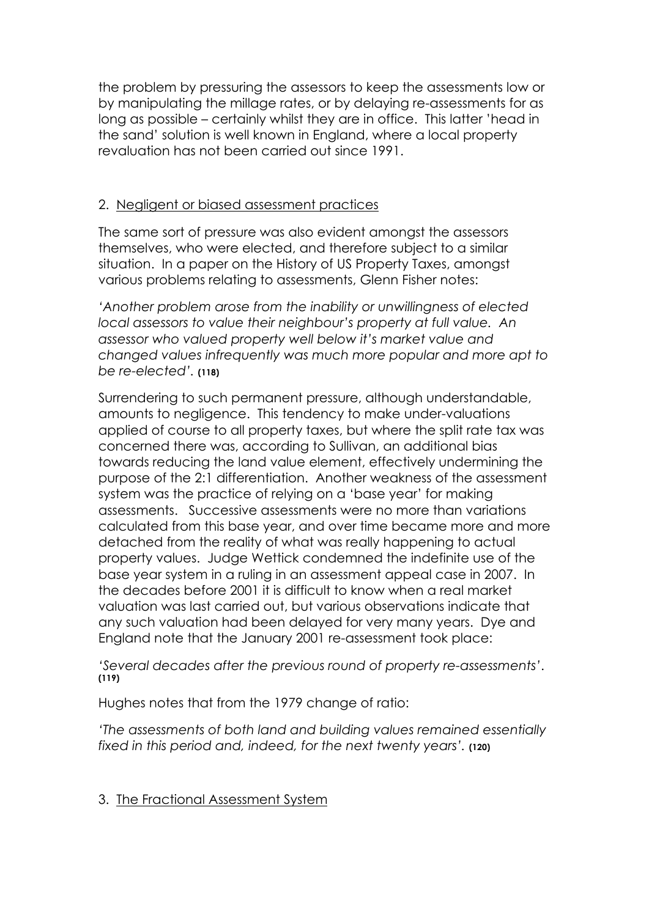the problem by pressuring the assessors to keep the assessments low or by manipulating the millage rates, or by delaying re-assessments for as long as possible – certainly whilst they are in office. This latter 'head in the sand' solution is well known in England, where a local property revaluation has not been carried out since 1991.

2. <u>Negligent or biased assessment practices</u>

The same sort of pressure was also evident amongst the assessors themselves, who were elected, and therefore subject to a similar situation. In a paper on the History of US Property Taxes, amongst various problems relating to assessments, Glenn Fisher notes:

*'Another problem arose from the inability or unwillingness of elected local assessors to value their neighbour's property at full value. An assessor who valued property well below it's market value and changed values infrequently was much more popular and more apt to be re-elected'.* **(118)**

Surrendering to such permanent pressure, although understandable, amounts to negligence. This tendency to make under-valuations applied of course to all property taxes, but where the split rate tax was concerned there was, according to Sullivan, an additional bias towards reducing the land value element, effectively undermining the purpose of the 2:1 differentiation. Another weakness of the assessment system was the practice of relying on a 'base year' for making assessments. Successive assessments were no more than variations calculated from this base year, and over time became more and more detached from the reality of what was really happening to actual property values. Judge Wettick condemned the indefinite use of the base year system in a ruling in an assessment appeal case in 2007. In the decades before 2001 it is difficult to know when a real market valuation was last carried out, but various observations indicate that any such valuation had been delayed for very many years. Dye and England note that the January 2001 re-assessment took place:

*'Several decades after the previous round of property re-assessments'.* **(119)**

Hughes notes that from the 1979 change of ratio:

*'The assessments of both land and building values remained essentially fixed in this period and, indeed, for the next twenty years'.* **(120)**

3. <u>The Fractional Assessment System</u>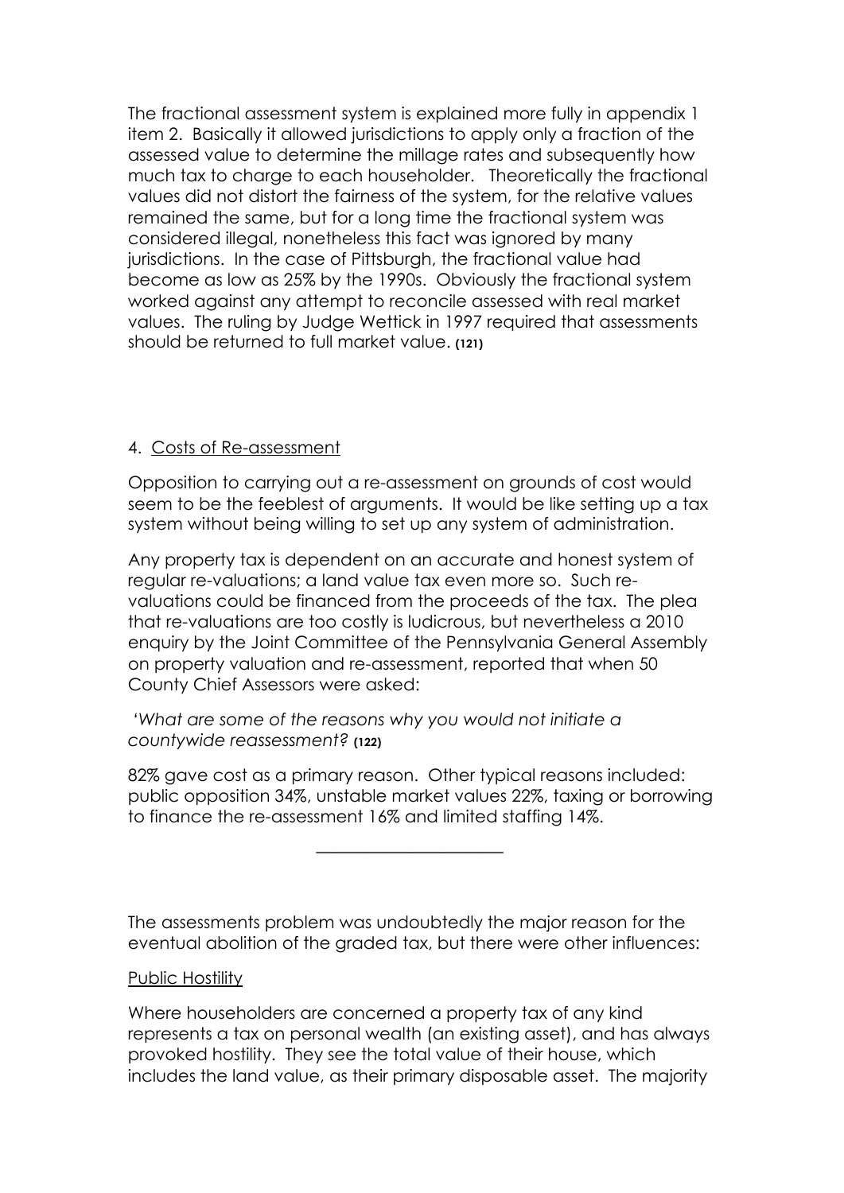The fractional assessment system is explained more fully in appendix 1 item 2. Basically it allowed jurisdictions to apply only a fraction of the assessed value to determine the millage rates and subsequently how much tax to charge to each householder. Theoretically the fractional values did not distort the fairness of the system, for the relative values remained the same, but for a long time the fractional system was considered illegal, nonetheless this fact was ignored by many jurisdictions. In the case of Pittsburgh, the fractional value had become as low as 25% by the 1990s. Obviously the fractional system worked against any attempt to reconcile assessed with real market values. The ruling by Judge Wettick in 1997 required that assessments should be returned to full market value. **(121)**

4. Costs of Re-assessment

Opposition to carrying out a re-assessment on grounds of cost would seem to be the feeblest of arguments. It would be like setting up a tax system without being willing to set up any system of administration.

Any property tax is dependent on an accurate and honest system of regular re-valuations; a land value tax even more so. Such re-valuations could be financed from the proceeds of the tax. The plea that re-valuations are too costly is ludicrous, but nevertheless a 2010 enquiry by the Joint Committee of the Pennsylvania General Assembly on property valuation and re-assessment, reported that when 50 County Chief Assessors were asked:

'*What are some of the reasons why you would not initiate a countywide reassessment?* **(122)**

82% gave cost as a primary reason. Other typical reasons included: public opposition 34%, unstable market values 22%, taxing or borrowing to finance the re-assessment 16% and limited staffing 14%.

---

The assessments problem was undoubtedly the major reason for the eventual abolition of the graded tax, but there were other influences:

Public Hostility

Where householders are concerned a property tax of any kind represents a tax on personal wealth (an existing asset), and has always provoked hostility. They see the total value of their house, which includes the land value, as their primary disposable asset. The majority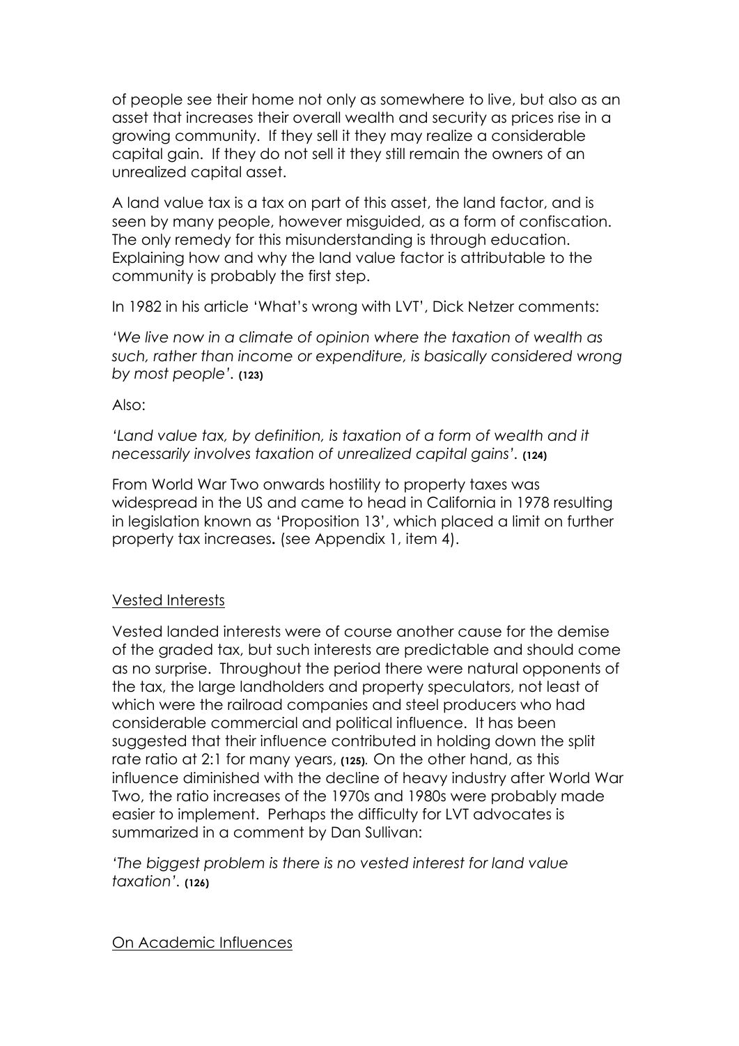of people see their home not only as somewhere to live, but also as an asset that increases their overall wealth and security as prices rise in a growing community. If they sell it they may realize a considerable capital gain. If they do not sell it they still remain the owners of an unrealized capital asset.

A land value tax is a tax on part of this asset, the land factor, and is seen by many people, however misguided, as a form of confiscation. The only remedy for this misunderstanding is through education. Explaining how and why the land value factor is attributable to the community is probably the first step.

In 1982 in his article 'What's wrong with LVT', Dick Netzer comments:

*'We live now in a climate of opinion where the taxation of wealth as such, rather than income or expenditure, is basically considered wrong by most people'.* **(123)**

Also:

*'Land value tax, by definition, is taxation of a form of wealth and it necessarily involves taxation of unrealized capital gains'.* **(124)**

From World War Two onwards hostility to property taxes was widespread in the US and came to head in California in 1978 resulting in legislation known as 'Proposition 13', which placed a limit on further property tax increases**.** (see Appendix 1, item 4).

## Vested Interests

Vested landed interests were of course another cause for the demise of the graded tax, but such interests are predictable and should come as no surprise. Throughout the period there were natural opponents of the tax, the large landholders and property speculators, not least of which were the railroad companies and steel producers who had considerable commercial and political influence. It has been suggested that their influence contributed in holding down the split rate ratio at 2:1 for many years, **(125)**. On the other hand, as this influence diminished with the decline of heavy industry after World War Two, the ratio increases of the 1970s and 1980s were probably made easier to implement. Perhaps the difficulty for LVT advocates is summarized in a comment by Dan Sullivan:

*'The biggest problem is there is no vested interest for land value taxation'.* **(126)**

## On Academic Influences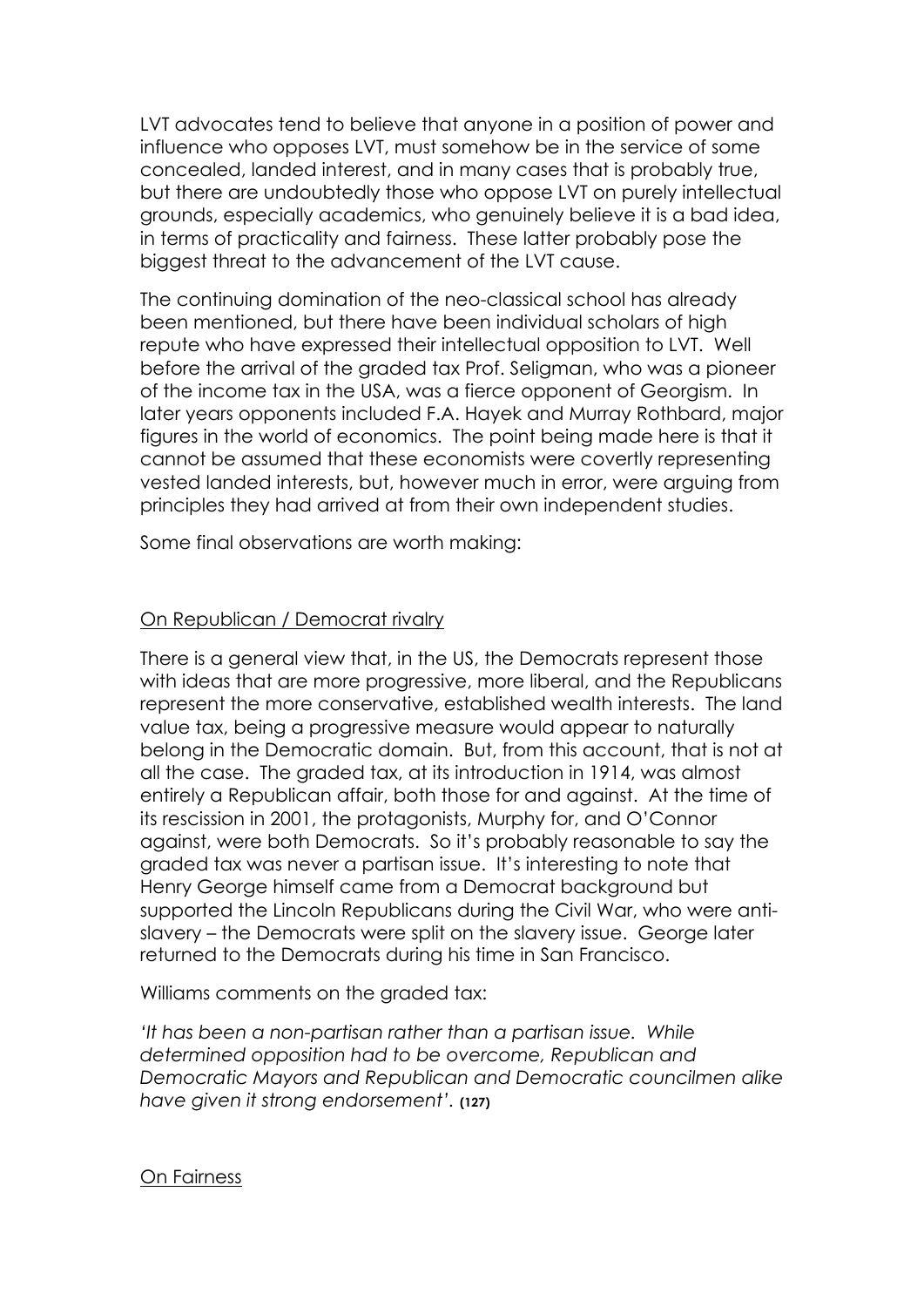LVT advocates tend to believe that anyone in a position of power and influence who opposes LVT, must somehow be in the service of some concealed, landed interest, and in many cases that is probably true, but there are undoubtedly those who oppose LVT on purely intellectual grounds, especially academics, who genuinely believe it is a bad idea, in terms of practicality and fairness. These latter probably pose the biggest threat to the advancement of the LVT cause.

The continuing domination of the neo-classical school has already been mentioned, but there have been individual scholars of high repute who have expressed their intellectual opposition to LVT. Well before the arrival of the graded tax Prof. Seligman, who was a pioneer of the income tax in the USA, was a fierce opponent of Georgism. In later years opponents included F.A. Hayek and Murray Rothbard, major figures in the world of economics. The point being made here is that it cannot be assumed that these economists were covertly representing vested landed interests, but, however much in error, were arguing from principles they had arrived at from their own independent studies.

Some final observations are worth making:

## On Republican / Democrat rivalry

There is a general view that, in the US, the Democrats represent those with ideas that are more progressive, more liberal, and the Republicans represent the more conservative, established wealth interests. The land value tax, being a progressive measure would appear to naturally belong in the Democratic domain. But, from this account, that is not at all the case. The graded tax, at its introduction in 1914, was almost entirely a Republican affair, both those for and against. At the time of its rescission in 2001, the protagonists, Murphy for, and O'Connor against, were both Democrats. So it's probably reasonable to say the graded tax was never a partisan issue. It's interesting to note that Henry George himself came from a Democrat background but supported the Lincoln Republicans during the Civil War, who were anti-slavery – the Democrats were split on the slavery issue. George later returned to the Democrats during his time in San Francisco.

Williams comments on the graded tax:

*'It has been a non-partisan rather than a partisan issue. While determined opposition had to be overcome, Republican and Democratic Mayors and Republican and Democratic councilmen alike have given it strong endorsement'.* **(127)**

## On Fairness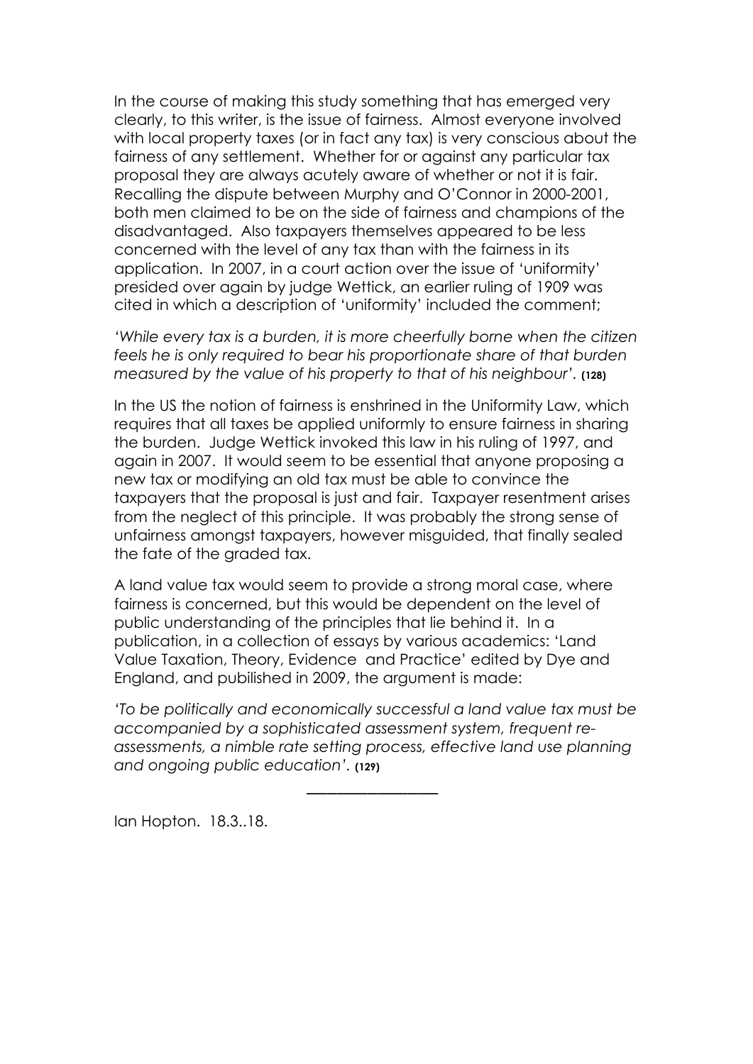In the course of making this study something that has emerged very clearly, to this writer, is the issue of fairness. Almost everyone involved with local property taxes (or in fact any tax) is very conscious about the fairness of any settlement. Whether for or against any particular tax proposal they are always acutely aware of whether or not it is fair. Recalling the dispute between Murphy and O'Connor in 2000-2001, both men claimed to be on the side of fairness and champions of the disadvantaged. Also taxpayers themselves appeared to be less concerned with the level of any tax than with the fairness in its application. In 2007, in a court action over the issue of 'uniformity' presided over again by judge Wettick, an earlier ruling of 1909 was cited in which a description of 'uniformity' included the comment;

*'While every tax is a burden, it is more cheerfully borne when the citizen feels he is only required to bear his proportionate share of that burden measured by the value of his property to that of his neighbour'.* **(128)**

In the US the notion of fairness is enshrined in the Uniformity Law, which requires that all taxes be applied uniformly to ensure fairness in sharing the burden. Judge Wettick invoked this law in his ruling of 1997, and again in 2007. It would seem to be essential that anyone proposing a new tax or modifying an old tax must be able to convince the taxpayers that the proposal is just and fair. Taxpayer resentment arises from the neglect of this principle. It was probably the strong sense of unfairness amongst taxpayers, however misguided, that finally sealed the fate of the graded tax.

A land value tax would seem to provide a strong moral case, where fairness is concerned, but this would be dependent on the level of public understanding of the principles that lie behind it. In a publication, in a collection of essays by various academics: 'Land Value Taxation, Theory, Evidence and Practice' edited by Dye and England, and pubilished in 2009, the argument is made:

*'To be politically and economically successful a land value tax must be accompanied by a sophisticated assessment system, frequent re-assessments, a nimble rate setting process, effective land use planning and ongoing public education'.* **(129)**

---

Ian Hopton. 18.3..18.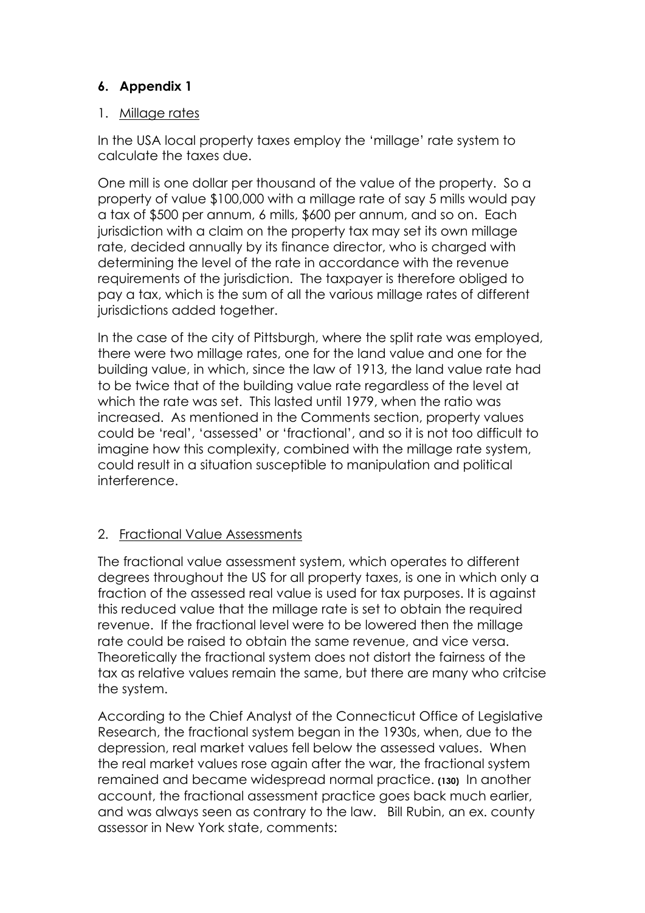## 6. Appendix 1

1. <u>Millage rates</u>

In the USA local property taxes employ the 'millage' rate system to calculate the taxes due.

One mill is one dollar per thousand of the value of the property. So a property of value $100,000 with a millage rate of say 5 mills would pay a tax of $500 per annum, 6 mills, $600 per annum, and so on. Each jurisdiction with a claim on the property tax may set its own millage rate, decided annually by its finance director, who is charged with determining the level of the rate in accordance with the revenue requirements of the jurisdiction. The taxpayer is therefore obliged to pay a tax, which is the sum of all the various millage rates of different jurisdictions added together.

In the case of the city of Pittsburgh, where the split rate was employed, there were two millage rates, one for the land value and one for the building value, in which, since the law of 1913, the land value rate had to be twice that of the building value rate regardless of the level at which the rate was set. This lasted until 1979, when the ratio was increased. As mentioned in the Comments section, property values could be 'real', 'assessed' or 'fractional', and so it is not too difficult to imagine how this complexity, combined with the millage rate system, could result in a situation susceptible to manipulation and political interference.

2. <u>Fractional Value Assessments</u>

The fractional value assessment system, which operates to different degrees throughout the US for all property taxes, is one in which only a fraction of the assessed real value is used for tax purposes. It is against this reduced value that the millage rate is set to obtain the required revenue. If the fractional level were to be lowered then the millage rate could be raised to obtain the same revenue, and vice versa. Theoretically the fractional system does not distort the fairness of the tax as relative values remain the same, but there are many who critcise the system.

According to the Chief Analyst of the Connecticut Office of Legislative Research, the fractional system began in the 1930s, when, due to the depression, real market values fell below the assessed values. When the real market values rose again after the war, the fractional system remained and became widespread normal practice. **(130)** In another account, the fractional assessment practice goes back much earlier, and was always seen as contrary to the law. Bill Rubin, an ex. county assessor in New York state, comments: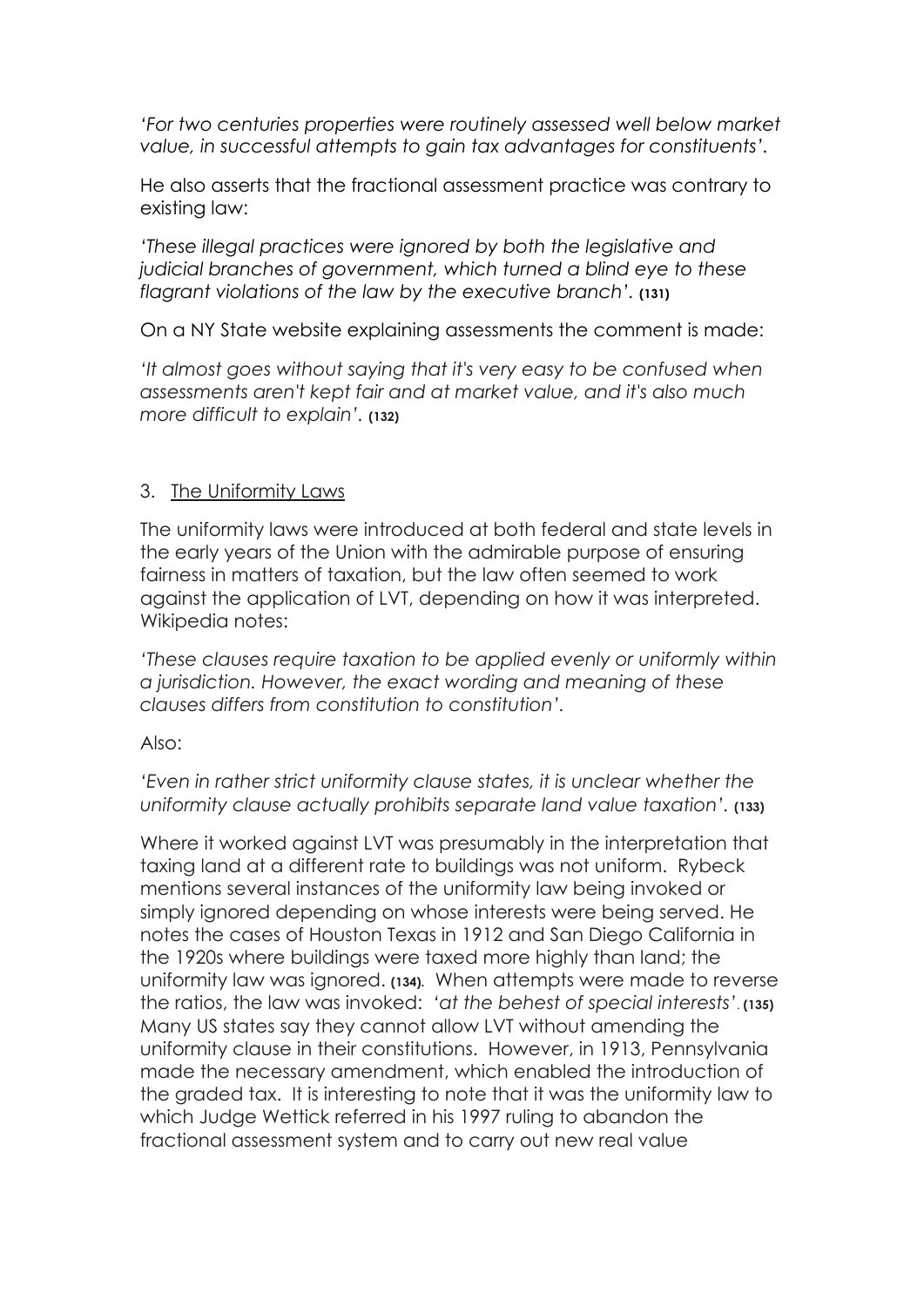*'For two centuries properties were routinely assessed well below market value, in successful attempts to gain tax advantages for constituents'.*

He also asserts that the fractional assessment practice was contrary to existing law:

*'These illegal practices were ignored by both the legislative and judicial branches of government, which turned a blind eye to these flagrant violations of the law by the executive branch'.* **(131)**

On a NY State website explaining assessments the comment is made:

*'It almost goes without saying that it's very easy to be confused when assessments aren't kept fair and at market value, and it's also much more difficult to explain'.* **(132)**

3. <u>The Uniformity Laws</u>

The uniformity laws were introduced at both federal and state levels in the early years of the Union with the admirable purpose of ensuring fairness in matters of taxation, but the law often seemed to work against the application of LVT, depending on how it was interpreted. Wikipedia notes:

*'These clauses require taxation to be applied evenly or uniformly within a jurisdiction. However, the exact wording and meaning of these clauses differs from constitution to constitution'.*

Also:

*'Even in rather strict uniformity clause states, it is unclear whether the uniformity clause actually prohibits separate land value taxation'.* **(133)**

Where it worked against LVT was presumably in the interpretation that taxing land at a different rate to buildings was not uniform. Rybeck mentions several instances of the uniformity law being invoked or simply ignored depending on whose interests were being served. He notes the cases of Houston Texas in 1912 and San Diego California in the 1920s where buildings were taxed more highly than land; the uniformity law was ignored. **(134)**. When attempts were made to reverse the ratios, the law was invoked: *'at the behest of special interests'*. **(135)** Many US states say they cannot allow LVT without amending the uniformity clause in their constitutions. However, in 1913, Pennsylvania made the necessary amendment, which enabled the introduction of the graded tax. It is interesting to note that it was the uniformity law to which Judge Wettick referred in his 1997 ruling to abandon the fractional assessment system and to carry out new real value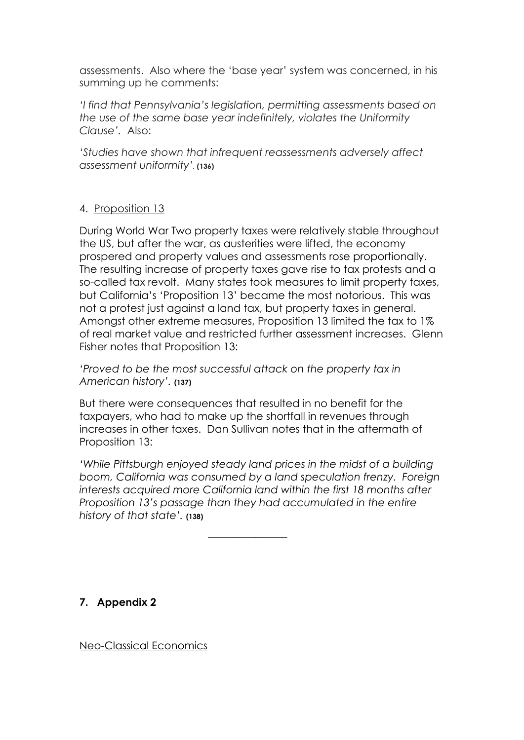assessments. Also where the 'base year' system was concerned, in his summing up he comments:

*'I find that Pennsylvania's legislation, permitting assessments based on the use of the same base year indefinitely, violates the Uniformity Clause'*. Also:

*'Studies have shown that infrequent reassessments adversely affect assessment uniformity'*. **(136)**

4. Proposition 13

During World War Two property taxes were relatively stable throughout the US, but after the war, as austerities were lifted, the economy prospered and property values and assessments rose proportionally. The resulting increase of property taxes gave rise to tax protests and a so-called tax revolt. Many states took measures to limit property taxes, but California's 'Proposition 13' became the most notorious. This was not a protest just against a land tax, but property taxes in general. Amongst other extreme measures, Proposition 13 limited the tax to 1% of real market value and restricted further assessment increases. Glenn Fisher notes that Proposition 13:

'*Proved to be the most successful attack on the property tax in American history*'. **(137)**

But there were consequences that resulted in no benefit for the taxpayers, who had to make up the shortfall in revenues through increases in other taxes. Dan Sullivan notes that in the aftermath of Proposition 13:

*'While Pittsburgh enjoyed steady land prices in the midst of a building boom, California was consumed by a land speculation frenzy. Foreign interests acquired more California land within the first 18 months after Proposition 13's passage than they had accumulated in the entire history of that state'*. **(138)**

---

## 7. Appendix 2

Neo-Classical Economics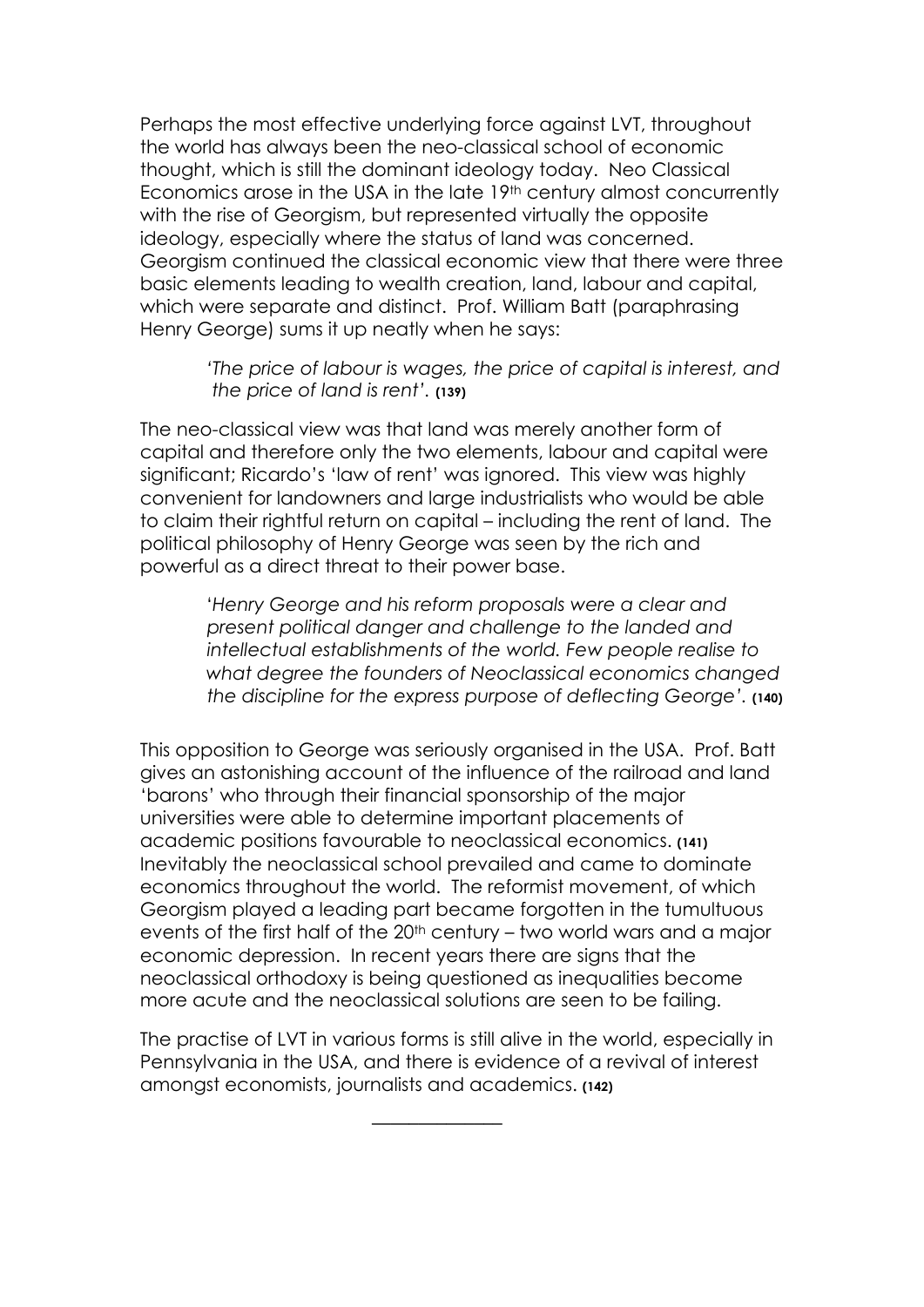Perhaps the most effective underlying force against LVT, throughout the world has always been the neo-classical school of economic thought, which is still the dominant ideology today. Neo Classical Economics arose in the USA in the late 19th century almost concurrently with the rise of Georgism, but represented virtually the opposite ideology, especially where the status of land was concerned. Georgism continued the classical economic view that there were three basic elements leading to wealth creation, land, labour and capital, which were separate and distinct. Prof. William Batt (paraphrasing Henry George) sums it up neatly when he says:

> *'The price of labour is wages, the price of capital is interest, and the price of land is rent'.* **(139)**

The neo-classical view was that land was merely another form of capital and therefore only the two elements, labour and capital were significant; Ricardo's 'law of rent' was ignored. This view was highly convenient for landowners and large industrialists who would be able to claim their rightful return on capital – including the rent of land. The political philosophy of Henry George was seen by the rich and powerful as a direct threat to their power base.

> '*Henry George and his reform proposals were a clear and present political danger and challenge to the landed and intellectual establishments of the world. Few people realise to what degree the founders of Neoclassical economics changed the discipline for the express purpose of deflecting George'.* **(140)**

This opposition to George was seriously organised in the USA. Prof. Batt gives an astonishing account of the influence of the railroad and land 'barons' who through their financial sponsorship of the major universities were able to determine important placements of academic positions favourable to neoclassical economics. **(141)** Inevitably the neoclassical school prevailed and came to dominate economics throughout the world. The reformist movement, of which Georgism played a leading part became forgotten in the tumultuous events of the first half of the 20th century – two world wars and a major economic depression. In recent years there are signs that the neoclassical orthodoxy is being questioned as inequalities become more acute and the neoclassical solutions are seen to be failing.

The practise of LVT in various forms is still alive in the world, especially in Pennsylvania in the USA, and there is evidence of a revival of interest amongst economists, journalists and academics. **(142)**

---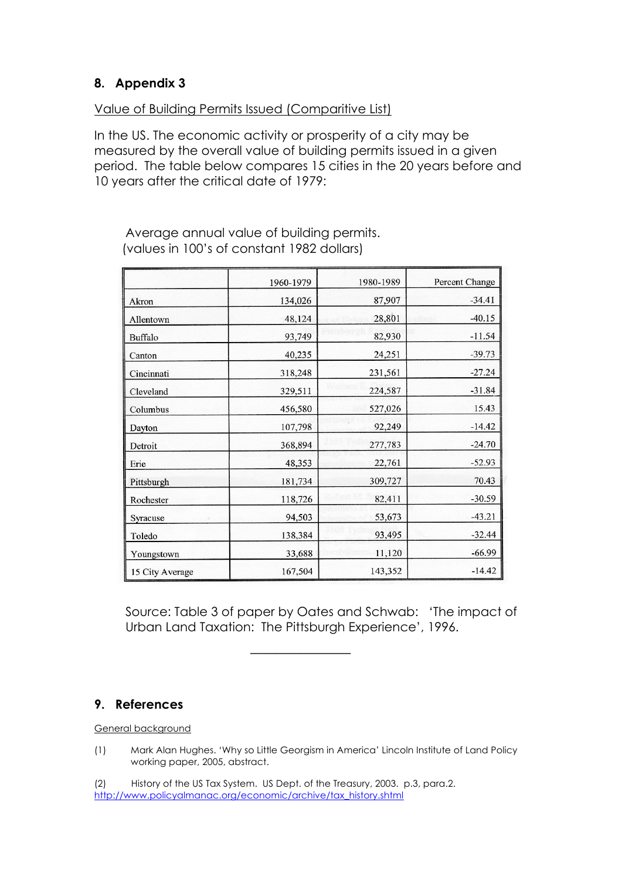## 8. Appendix 3

Value of Building Permits Issued (Comparitive List)

In the US. The economic activity or prosperity of a city may be measured by the overall value of building permits issued in a given period. The table below compares 15 cities in the 20 years before and 10 years after the critical date of 1979:

Average annual value of building permits.
(values in 100's of constant 1982 dollars)

| | 1960-1979 | 1980-1989 | Percent Change |
|---|---|---|---|
| Akron | 134,026 | 87,907 | -34.41 |
| Allentown | 48,124 | 28,801 | -40.15 |
| Buffalo | 93,749 | 82,930 | -11.54 |
| Canton | 40,235 | 24,251 | -39.73 |
| Cincinnati | 318,248 | 231,561 | -27.24 |
| Cleveland | 329,511 | 224,587 | -31.84 |
| Columbus | 456,580 | 527,026 | 15.43 |
| Dayton | 107,798 | 92,249 | -14.42 |
| Detroit | 368,894 | 277,783 | -24.70 |
| Erie | 48,353 | 22,761 | -52.93 |
| Pittsburgh | 181,734 | 309,727 | 70.43 |
| Rochester | 118,726 | 82,411 | -30.59 |
| Syracuse | 94,503 | 53,673 | -43.21 |
| Toledo | 138,384 | 93,495 | -32.44 |
| Youngstown | 33,688 | 11,120 | -66.99 |
| 15 City Average | 167,504 | 143,352 | -14.42 |

Source: Table 3 of paper by Oates and Schwab: 'The impact of Urban Land Taxation: The Pittsburgh Experience', 1996.

---

## 9. References

General background

(1) Mark Alan Hughes. 'Why so Little Georgism in America' Lincoln Institute of Land Policy working paper, 2005, abstract.

(2) History of the US Tax System. US Dept. of the Treasury, 2003. p.3, para.2. http://www.policyalmanac.org/economic/archive/tax_history.shtml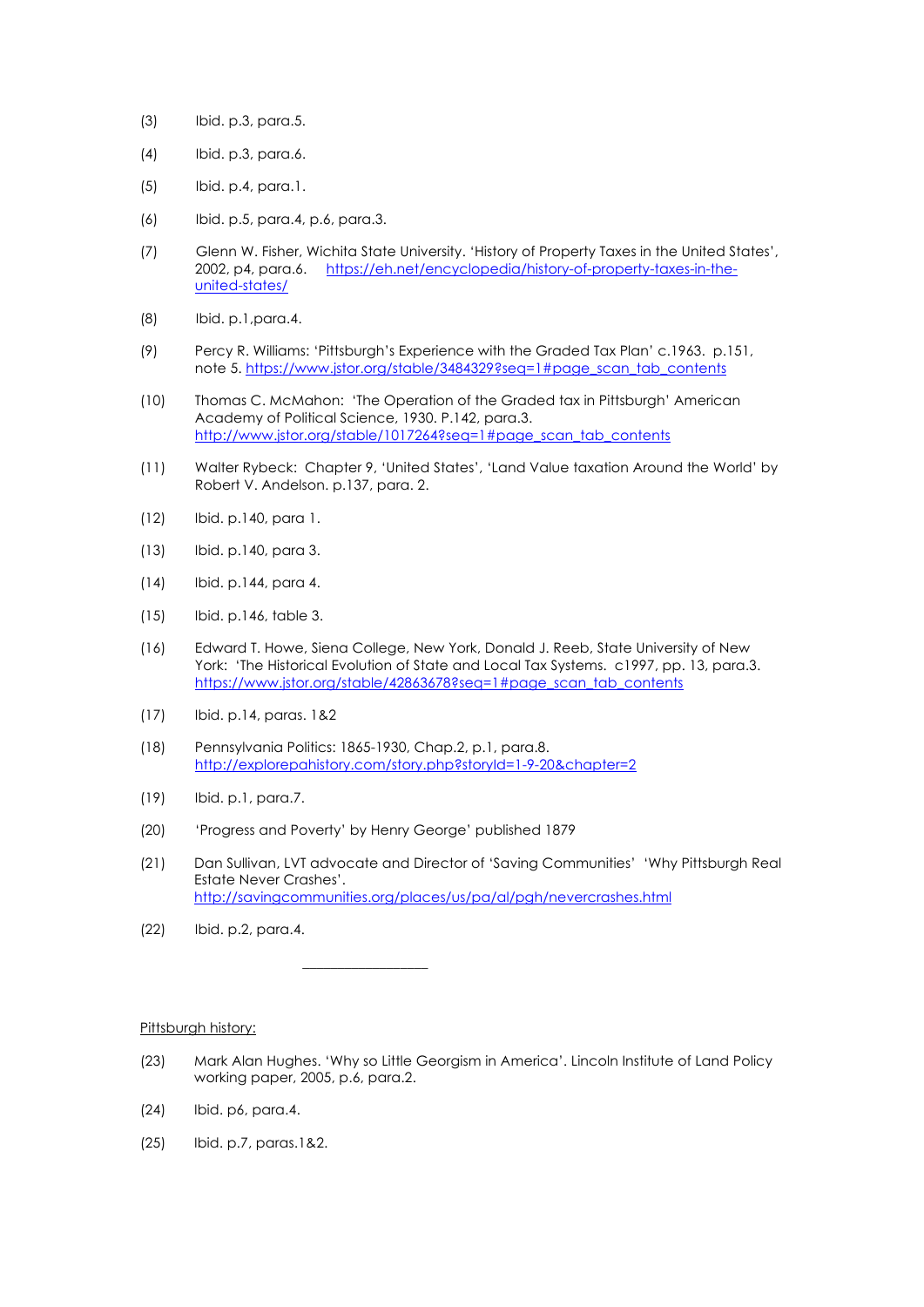(3) Ibid. p.3, para.5.

(4) Ibid. p.3, para.6.

(5) Ibid. p.4, para.1.

(6) Ibid. p.5, para.4, p.6, para.3.

(7) Glenn W. Fisher, Wichita State University. 'History of Property Taxes in the United States', 2002, p4, para.6. https://eh.net/encyclopedia/history-of-property-taxes-in-the-united-states/

(8) Ibid. p.1,para.4.

(9) Percy R. Williams: 'Pittsburgh's Experience with the Graded Tax Plan' c.1963. p.151, note 5. https://www.jstor.org/stable/3484329?seq=1#page_scan_tab_contents

(10) Thomas C. McMahon: 'The Operation of the Graded tax in Pittsburgh' American Academy of Political Science, 1930. P.142, para.3. http://www.jstor.org/stable/1017264?seq=1#page_scan_tab_contents

(11) Walter Rybeck: Chapter 9, 'United States', 'Land Value taxation Around the World' by Robert V. Andelson. p.137, para. 2.

(12) Ibid. p.140, para 1.

(13) Ibid. p.140, para 3.

(14) Ibid. p.144, para 4.

(15) Ibid. p.146, table 3.

(16) Edward T. Howe, Siena College, New York, Donald J. Reeb, State University of New York: 'The Historical Evolution of State and Local Tax Systems. c1997, pp. 13, para.3. https://www.jstor.org/stable/42863678?seq=1#page_scan_tab_contents

(17) Ibid. p.14, paras. 1&2

(18) Pennsylvania Politics: 1865-1930, Chap.2, p.1, para.8. http://explorepahistory.com/story.php?storyId=1-9-20&chapter=2

(19) Ibid. p.1, para.7.

(20) 'Progress and Poverty' by Henry George' published 1879

(21) Dan Sullivan, LVT advocate and Director of 'Saving Communities' 'Why Pittsburgh Real Estate Never Crashes'. http://savingcommunities.org/places/us/pa/al/pgh/nevercrashes.html

(22) Ibid. p.2, para.4.

---

Pittsburgh history:

(23) Mark Alan Hughes. 'Why so Little Georgism in America'. Lincoln Institute of Land Policy working paper, 2005, p.6, para.2.

(24) Ibid. p6, para.4.

(25) Ibid. p.7, paras.1&2.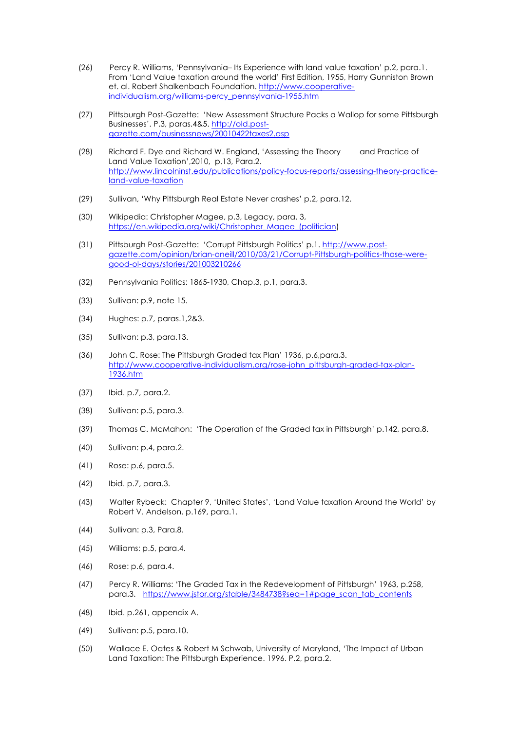(26) Percy R. Williams, 'Pennsylvania– Its Experience with land value taxation' p.2, para.1. From 'Land Value taxation around the world' First Edition, 1955, Harry Gunniston Brown et. al. Robert Shalkenbach Foundation. http://www.cooperative-individualism.org/williams-percy_pennsylvania-1955.htm

(27) Pittsburgh Post-Gazette: 'New Assessment Structure Packs a Wallop for some Pittsburgh Businesses'. P.3, paras.4&5. http://old.post-gazette.com/businessnews/20010422taxes2.asp

(28) Richard F. Dye and Richard W. England, 'Assessing the Theory and Practice of Land Value Taxation',2010, p.13, Para.2. http://www.lincolninst.edu/publications/policy-focus-reports/assessing-theory-practice-land-value-taxation

(29) Sullivan, 'Why Pittsburgh Real Estate Never crashes' p.2, para.12.

(30) Wikipedia: Christopher Magee, p.3, Legacy, para. 3, https://en.wikipedia.org/wiki/Christopher_Magee_(politician)

(31) Pittsburgh Post-Gazette: 'Corrupt Pittsburgh Politics' p.1. http://www.post-gazette.com/opinion/brian-oneill/2010/03/21/Corrupt-Pittsburgh-politics-those-were-good-ol-days/stories/201003210266

(32) Pennsylvania Politics: 1865-1930, Chap.3, p.1, para.3.

(33) Sullivan: p.9, note 15.

(34) Hughes: p.7, paras.1,2&3.

(35) Sullivan: p.3, para.13.

(36) John C. Rose: The Pittsburgh Graded tax Plan' 1936, p.6,para.3. http://www.cooperative-individualism.org/rose-john_pittsburgh-graded-tax-plan-1936.htm

(37) Ibid. p.7, para.2.

(38) Sullivan: p.5, para.3.

(39) Thomas C. McMahon: 'The Operation of the Graded tax in Pittsburgh' p.142, para.8.

(40) Sullivan: p.4, para.2.

(41) Rose: p.6, para.5.

(42) Ibid. p.7, para.3.

(43) Walter Rybeck: Chapter 9, 'United States', 'Land Value taxation Around the World' by Robert V. Andelson. p.169, para.1.

(44) Sullivan: p.3, Para.8.

(45) Williams: p.5, para.4.

(46) Rose: p.6, para.4.

(47) Percy R. Williams: 'The Graded Tax in the Redevelopment of Pittsburgh' 1963, p.258, para.3. https://www.jstor.org/stable/3484738?seq=1#page_scan_tab_contents

(48) Ibid. p.261, appendix A.

(49) Sullivan: p.5, para.10.

(50) Wallace E. Oates & Robert M Schwab, University of Maryland, 'The Impact of Urban Land Taxation: The Pittsburgh Experience. 1996. P.2, para.2.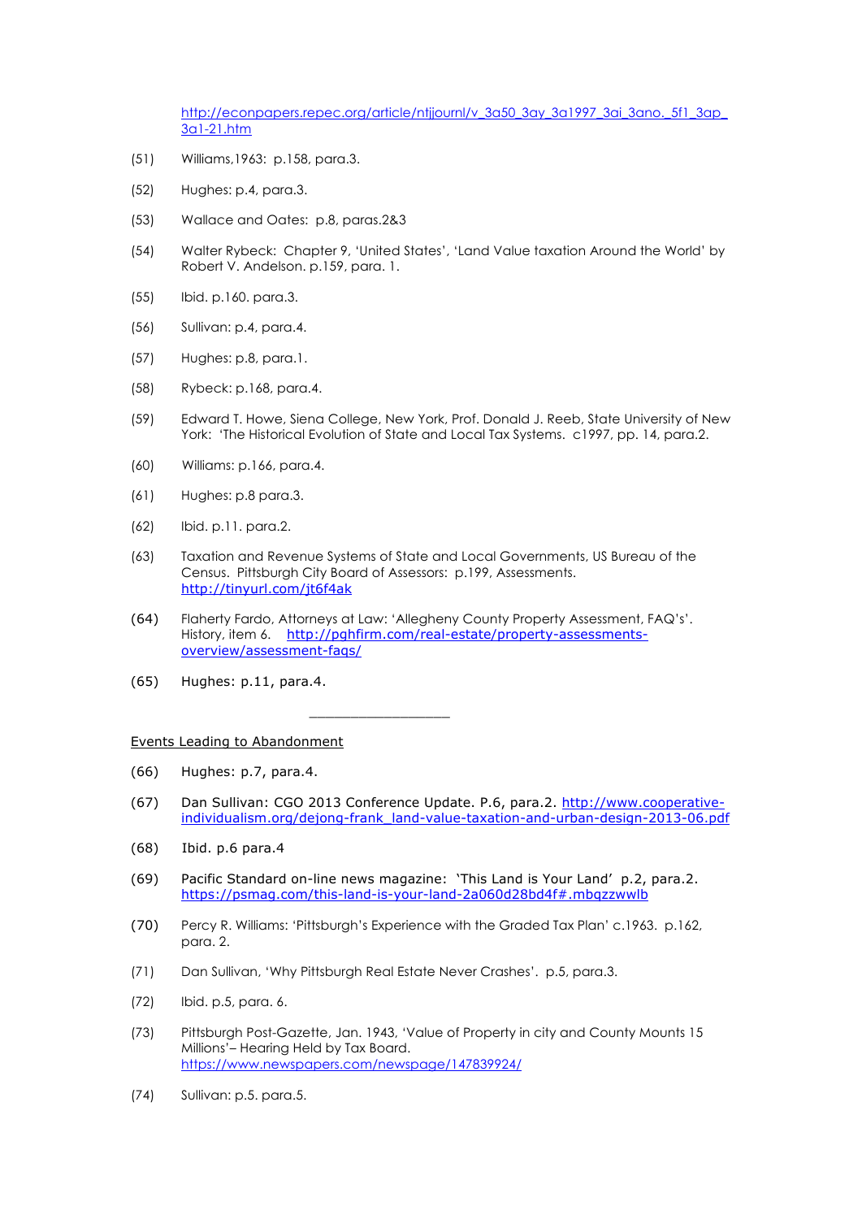http://econpapers.repec.org/article/ntjjournl/v_3a50_3ay_3a1997_3ai_3ano._5f1_3ap_3a1-21.htm

(51) Williams,1963: p.158, para.3.

(52) Hughes: p.4, para.3.

(53) Wallace and Oates: p.8, paras.2&3

(54) Walter Rybeck: Chapter 9, 'United States', 'Land Value taxation Around the World' by Robert V. Andelson. p.159, para. 1.

(55) Ibid. p.160. para.3.

(56) Sullivan: p.4, para.4.

(57) Hughes: p.8, para.1.

(58) Rybeck: p.168, para.4.

(59) Edward T. Howe, Siena College, New York, Prof. Donald J. Reeb, State University of New York: 'The Historical Evolution of State and Local Tax Systems. c1997, pp. 14, para.2.

(60) Williams: p.166, para.4.

(61) Hughes: p.8 para.3.

(62) Ibid. p.11. para.2.

(63) Taxation and Revenue Systems of State and Local Governments, US Bureau of the Census. Pittsburgh City Board of Assessors: p.199, Assessments. http://tinyurl.com/jt6f4ak

(64) Flaherty Fardo, Attorneys at Law: 'Allegheny County Property Assessment, FAQ's'. History, item 6. http://pghfirm.com/real-estate/property-assessments-overview/assessment-faqs/

(65) Hughes: p.11, para.4.

---

Events Leading to Abandonment

(66) Hughes: p.7, para.4.

(67) Dan Sullivan: CGO 2013 Conference Update. P.6, para.2. http://www.cooperative-individualism.org/dejong-frank_land-value-taxation-and-urban-design-2013-06.pdf

(68) Ibid. p.6 para.4

(69) Pacific Standard on-line news magazine: 'This Land is Your Land' p.2, para.2. https://psmag.com/this-land-is-your-land-2a060d28bd4f#.mbqzzwwlb

(70) Percy R. Williams: 'Pittsburgh's Experience with the Graded Tax Plan' c.1963. p.162, para. 2.

(71) Dan Sullivan, 'Why Pittsburgh Real Estate Never Crashes'. p.5, para.3.

(72) Ibid. p.5, para. 6.

(73) Pittsburgh Post-Gazette, Jan. 1943, 'Value of Property in city and County Mounts 15 Millions'– Hearing Held by Tax Board. https://www.newspapers.com/newspage/147839924/

(74) Sullivan: p.5. para.5.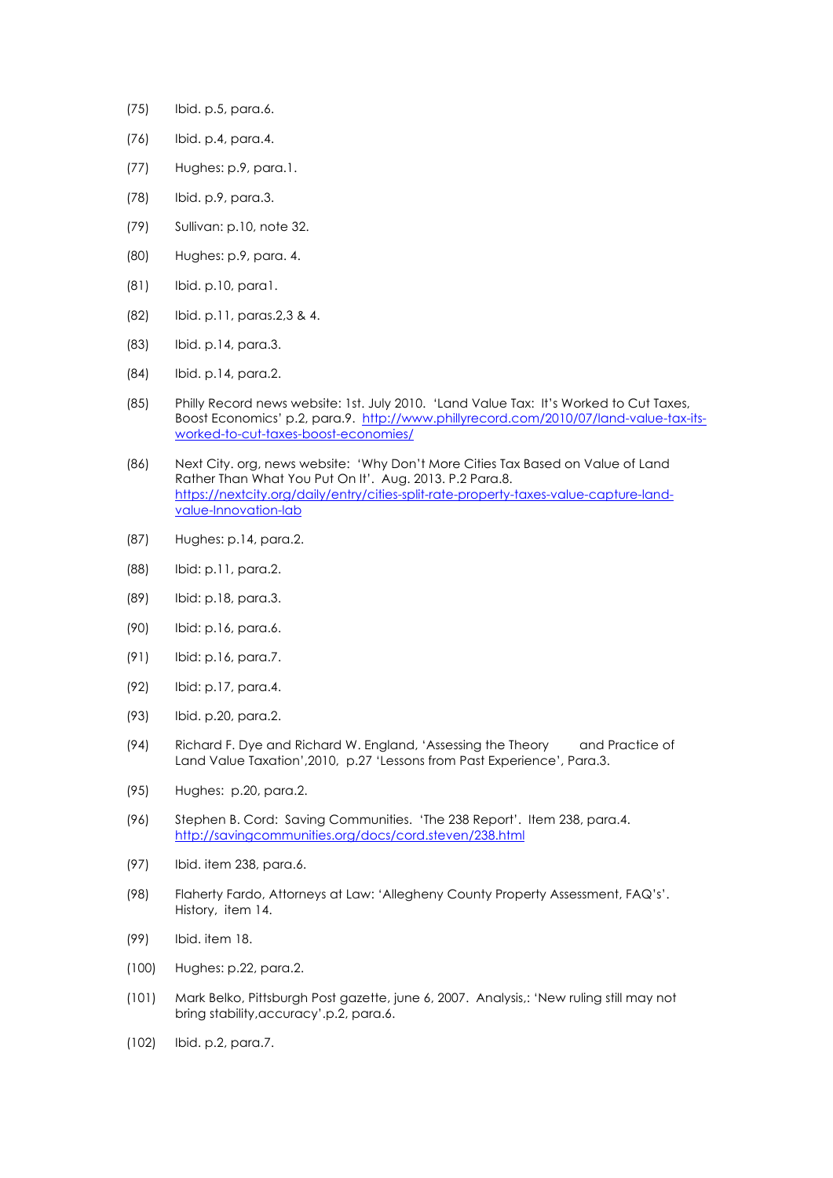(75) Ibid. p.5, para.6.

(76) Ibid. p.4, para.4.

(77) Hughes: p.9, para.1.

(78) Ibid. p.9, para.3.

(79) Sullivan: p.10, note 32.

(80) Hughes: p.9, para. 4.

(81) Ibid. p.10, para1.

(82) Ibid. p.11, paras.2,3 & 4.

(83) Ibid. p.14, para.3.

(84) Ibid. p.14, para.2.

(85) Philly Record news website: 1st. July 2010. 'Land Value Tax: It's Worked to Cut Taxes, Boost Economics' p.2, para.9. http://www.phillyrecord.com/2010/07/land-value-tax-its-worked-to-cut-taxes-boost-economies/

(86) Next City. org, news website: 'Why Don't More Cities Tax Based on Value of Land Rather Than What You Put On It'. Aug. 2013. P.2 Para.8. https://nextcity.org/daily/entry/cities-split-rate-property-taxes-value-capture-land-value-Innovation-lab

(87) Hughes: p.14, para.2.

(88) Ibid: p.11, para.2.

(89) Ibid: p.18, para.3.

(90) Ibid: p.16, para.6.

(91) Ibid: p.16, para.7.

(92) Ibid: p.17, para.4.

(93) Ibid. p.20, para.2.

(94) Richard F. Dye and Richard W. England, 'Assessing the Theory and Practice of Land Value Taxation',2010, p.27 'Lessons from Past Experience', Para.3.

(95) Hughes: p.20, para.2.

(96) Stephen B. Cord: Saving Communities. 'The 238 Report'. Item 238, para.4. http://savingcommunities.org/docs/cord.steven/238.html

(97) Ibid. item 238, para.6.

(98) Flaherty Fardo, Attorneys at Law: 'Allegheny County Property Assessment, FAQ's'. History, item 14.

(99) Ibid. item 18.

(100) Hughes: p.22, para.2.

(101) Mark Belko, Pittsburgh Post gazette, june 6, 2007. Analysis,: 'New ruling still may not bring stability,accuracy'.p.2, para.6.

(102) Ibid. p.2, para.7.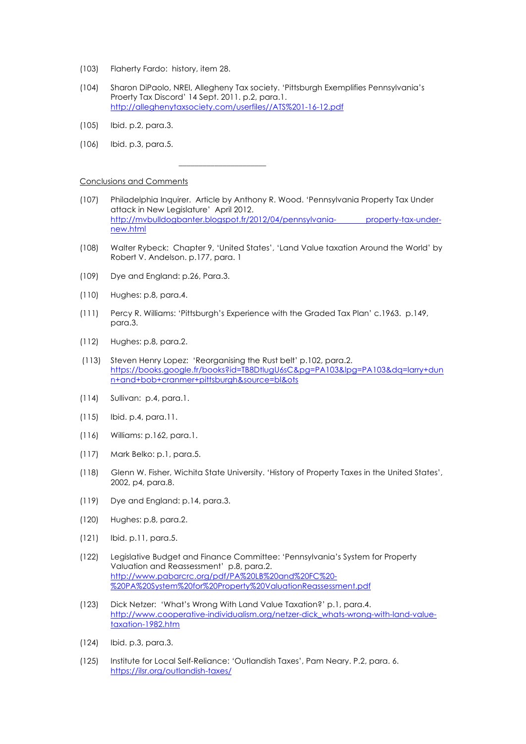(103) Flaherty Fardo: history, item 28.

(104) Sharon DiPaolo, NREI, Allegheny Tax society. 'Pittsburgh Exemplifies Pennsylvania's Proerty Tax Discord' 14 Sept. 2011. p.2, para.1. http://alleghenytaxsociety.com/userfiles//ATS%201-16-12.pdf

(105) Ibid. p.2, para.3.

(106) Ibid. p.3, para.5.

---

Conclusions and Comments

(107) Philadelphia Inquirer. Article by Anthony R. Wood. 'Pennsylvania Property Tax Under attack in New Legislature' April 2012. http://mvbulldogbanter.blogspot.fr/2012/04/pennsylvania- property-tax-under-new.html

(108) Walter Rybeck: Chapter 9, 'United States', 'Land Value taxation Around the World' by Robert V. Andelson. p.177, para. 1

(109) Dye and England: p.26, Para.3.

(110) Hughes: p.8, para.4.

(111) Percy R. Williams: 'Pittsburgh's Experience with the Graded Tax Plan' c.1963. p.149, para.3.

(112) Hughes: p.8, para.2.

(113) Steven Henry Lopez: 'Reorganising the Rust belt' p.102, para.2. https://books.google.fr/books?id=TB8DtlugU6sC&pg=PA103&lpg=PA103&dq=larry+dunn+and+bob+cranmer+pittsburgh&source=bl&ots

(114) Sullivan: p.4, para.1.

(115) Ibid. p.4, para.11.

(116) Williams: p.162, para.1.

(117) Mark Belko: p.1, para.5.

(118) Glenn W. Fisher, Wichita State University. 'History of Property Taxes in the United States', 2002, p4, para.8.

(119) Dye and England: p.14, para.3.

(120) Hughes: p.8, para.2.

(121) Ibid. p.11, para.5.

(122) Legislative Budget and Finance Committee: 'Pennsylvania's System for Property Valuation and Reassessment' p.8, para.2. http://www.pabarcrc.org/pdf/PA%20LB%20and%20FC%20-%20PA%20System%20for%20Property%20ValuationReassessment.pdf

(123) Dick Netzer: 'What's Wrong With Land Value Taxation?' p.1, para.4. http://www.cooperative-individualism.org/netzer-dick_whats-wrong-with-land-value-taxation-1982.htm

(124) Ibid. p.3, para.3.

(125) Institute for Local Self-Reliance: 'Outlandish Taxes', Pam Neary. P.2, para. 6. https://ilsr.org/outlandish-taxes/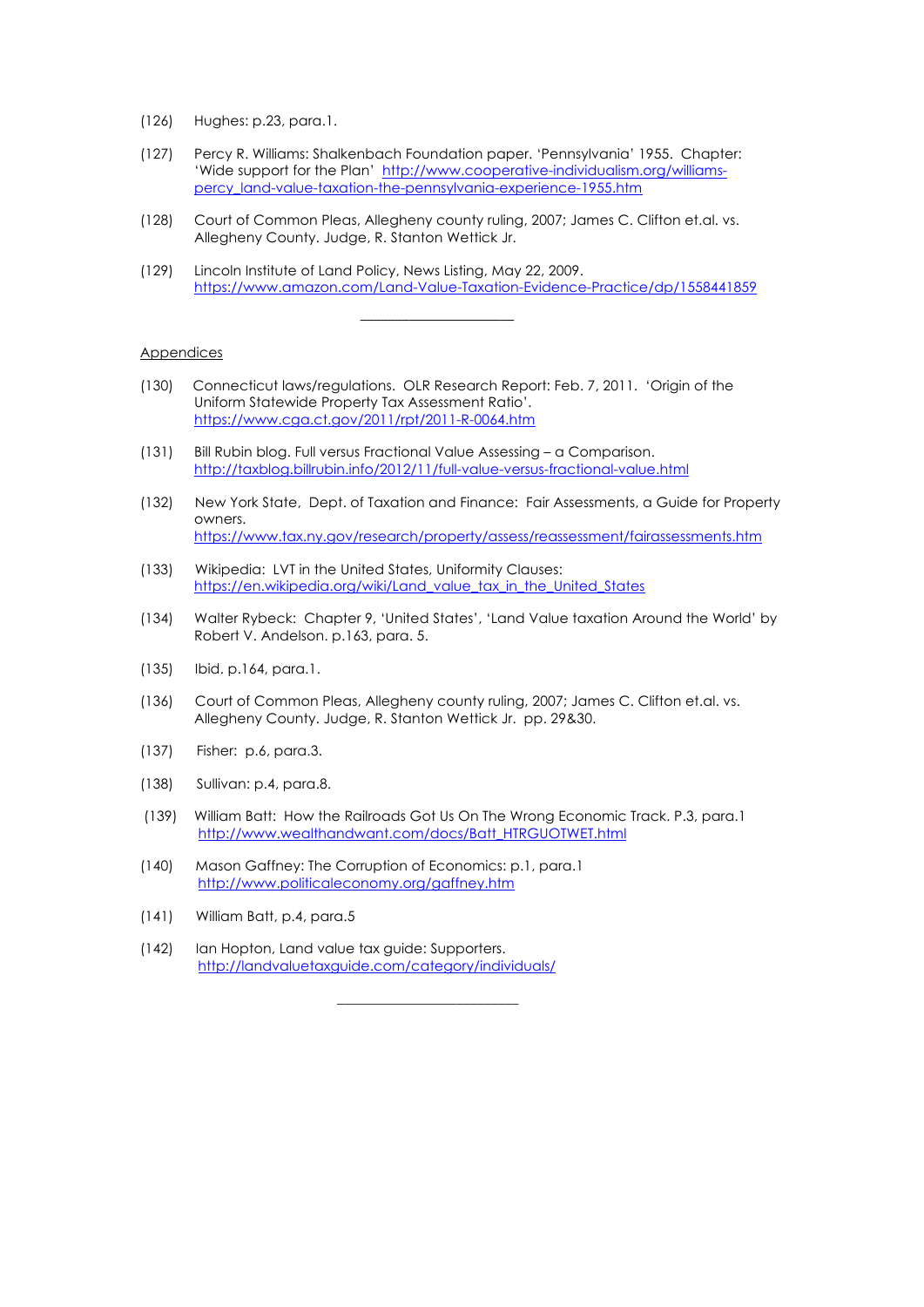(126) Hughes: p.23, para.1.

(127) Percy R. Williams: Shalkenbach Foundation paper. 'Pennsylvania' 1955. Chapter: 'Wide support for the Plan' http://www.cooperative-individualism.org/williams-percy_land-value-taxation-the-pennsylvania-experience-1955.htm

(128) Court of Common Pleas, Allegheny county ruling, 2007; James C. Clifton et.al. vs. Allegheny County. Judge, R. Stanton Wettick Jr.

(129) Lincoln Institute of Land Policy, News Listing, May 22, 2009. https://www.amazon.com/Land-Value-Taxation-Evidence-Practice/dp/1558441859

---

Appendices

(130) Connecticut laws/regulations. OLR Research Report: Feb. 7, 2011. 'Origin of the Uniform Statewide Property Tax Assessment Ratio'. https://www.cga.ct.gov/2011/rpt/2011-R-0064.htm

(131) Bill Rubin blog. Full versus Fractional Value Assessing – a Comparison. http://taxblog.billrubin.info/2012/11/full-versus-fractional-value.html

(132) New York State, Dept. of Taxation and Finance: Fair Assessments, a Guide for Property owners. https://www.tax.ny.gov/research/property/assess/reassessment/fairassessments.htm

(133) Wikipedia: LVT in the United States, Uniformity Clauses: https://en.wikipedia.org/wiki/Land_value_tax_in_the_United_States

(134) Walter Rybeck: Chapter 9, 'United States', 'Land Value taxation Around the World' by Robert V. Andelson. p.163, para. 5.

(135) Ibid. p.164, para.1.

(136) Court of Common Pleas, Allegheny county ruling, 2007; James C. Clifton et.al. vs. Allegheny County. Judge, R. Stanton Wettick Jr. pp. 29&30.

(137) Fisher: p.6, para.3.

(138) Sullivan: p.4, para.8.

(139) William Batt: How the Railroads Got Us On The Wrong Economic Track. P.3, para.1 http://www.wealthandwant.com/docs/Batt_HTRGUOTWET.html

(140) Mason Gaffney: The Corruption of Economics: p.1, para.1 http://www.politicaleconomy.org/gaffney.htm

(141) William Batt, p.4, para.5

(142) Ian Hopton, Land value tax guide: Supporters. http://landvaluetaxguide.com/category/individuals/

---